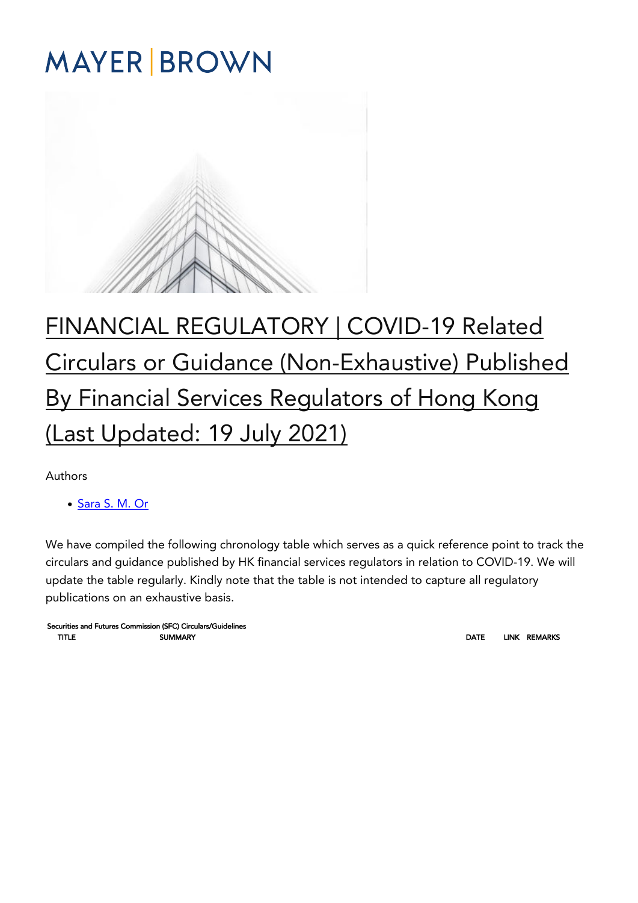# MAYER | BROWN

# FINANCIAL REGULATORY | COVID-19 Related Circulars or Guidance (Non-Exhaustive) Published By Financial Services Regulators of Hong Kong (Last Updated: 19 July 2021)

Authors

- Sara S. M. Or

We have compiled the following chronology table which serves as a quick reference point to track the circulars and guidance published by HK financial services regulators in relation to COVID-19. We will update the table regularly. Kindly note that the table is not intended to capture all regulatory publications on an exhaustive basis.

**Securities and Futures Commission (SFC) Circulars/Guidelines**

| TITLE | SUMMARY | DATE | LINK | REMARKS |
| --- | --- | --- | --- | --- |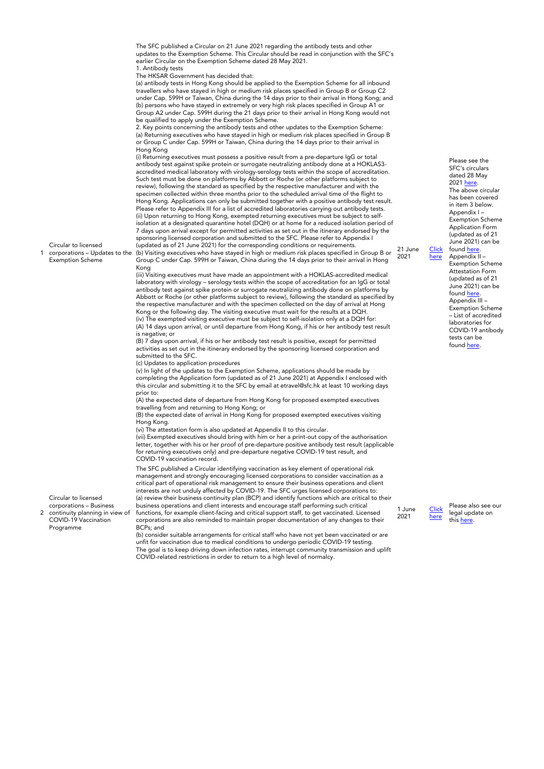| | | | | | |
|---|---|---|---|---|---|
| 1 | Circular to licensed corporations – Updates to the Exemption Scheme | The SFC published a Circular on 21 June 2021 regarding the antibody tests and other updates to the Exemption Scheme. This Circular should be read in conjunction with the SFC's earlier Circular on the Exemption Scheme dated 28 May 2021.<br>1. Antibody tests<br>The HKSAR Government has decided that:<br>(a) antibody tests in Hong Kong should be applied to the Exemption Scheme for all inbound travellers who have stayed in high or medium risk places specified in Group B or Group C2 under Cap. 599H or Taiwan, China during the 14 days prior to their arrival in Hong Kong; and<br>(b) persons who have stayed in extremely or very high risk places specified in Group A1 or Group A2 under Cap. 599H during the 21 days prior to their arrival in Hong Kong would not be qualified to apply under the Exemption Scheme.<br>2. Key points concerning the antibody tests and other updates to the Exemption Scheme:<br>(a) Returning executives who have stayed in high or medium risk places specified in Group B or Group C under Cap. 599H or Taiwan, China during the 14 days prior to their arrival in Hong Kong<br>(i) Returning executives must possess a positive result from a pre-departure IgG or total antibody test against spike protein or surrogate neutralizing antibody done at a HOKLAS3-accredited medical laboratory with virology-serology tests within the scope of accreditation. Such test must be done on platforms by Abbott or Roche (or other platforms subject to review), following the standard as specified by the respective manufacturer and with the specimen collected within three months prior to the scheduled arrival time of the flight to Hong Kong. Applications can only be submitted together with a positive antibody test result. Please refer to Appendix III for a list of accredited laboratories carrying out antibody tests.<br>(ii) Upon returning to Hong Kong, exempted returning executives must be subject to self-isolation at a designated quarantine hotel (DQH) or at home for a reduced isolation period of 7 days upon arrival except for permitted activities as set out in the itinerary endorsed by the sponsoring licensed corporation and submitted to the SFC. Please refer to Appendix I (updated as of 21 June 2021) for the corresponding conditions or requirements.<br>(b) Visiting executives who have stayed in high or medium risk places specified in Group B or Group C under Cap. 599H or Taiwan, China during the 14 days prior to their arrival in Hong Kong<br>(iii) Visiting executives must have made an appointment with a HOKLAS-accredited medical laboratory with virology – serology tests within the scope of accreditation for an IgG or total antibody test against spike protein or surrogate neutralizing antibody done on platforms by Abbott or Roche (or other platforms subject to review), following the standard as specified by the respective manufacturer and with the specimen collected on the day of arrival at Hong Kong or the following day. The visiting executive must wait for the results at a DQH.<br>(iv) The exempted visiting executive must be subject to self-isolation only at a DQH for:<br>(A) 14 days upon arrival, or until departure from Hong Kong, if his or her antibody test result is negative; or<br>(B) 7 days upon arrival, if his or her antibody test result is positive, except for permitted activities as set out in the itinerary endorsed by the sponsoring licensed corporation and submitted to the SFC.<br>(c) Updates to application procedures<br>(v) In light of the updates to the Exemption Scheme, applications should be made by completing the Application form (updated as of 21 June 2021) at Appendix I enclosed with this circular and submitting it to the SFC by email at etravel@sfc.hk at least 10 working days prior to:<br>(A) the expected date of departure from Hong Kong for proposed exempted executives travelling from and returning to Hong Kong; or<br>(B) the expected date of arrival in Hong Kong for proposed exempted executives visiting Hong Kong.<br>(vi) The attestation form is also updated at Appendix II to this circular.<br>(vii) Exempted executives should bring with him or her a print-out copy of the authorisation letter, together with his or her proof of pre-departure positive antibody test result (applicable for returning executives only) and pre-departure negative COVID-19 test result, and COVID-19 vaccination record. | 21 June 2021 | Click here | Please see the SFC's circulars dated 28 May 2021 here.<br>The above circular has been covered in item 3 below.<br>Appendix I – Exemption Scheme Application Form (updated as of 21 June 2021) can be found here.<br>Appendix II – Exemption Scheme Attestation Form (updated as of 21 June 2021) can be found here.<br>Appendix III – Exemption Scheme – List of accredited laboratories for COVID-19 antibody tests can be found here. |
| 2 | Circular to licensed corporations – Business continuity planning in view of COVID-19 Vaccination Programme | The SFC published a Circular identifying vaccination as key element of operational risk management and strongly encouraging licensed corporations to consider vaccination as a critical part of operational risk management to ensure their business operations and client interests are not unduly affected by COVID-19. The SFC urges licensed corporations to:<br>(a) review their business continuity plan (BCP) and identify functions which are critical to their business operations and client interests and encourage staff performing such critical functions, for example client-facing and critical support staff, to get vaccinated. Licensed corporations are also reminded to maintain proper documentation of any changes to their BCPs; and<br>(b) consider suitable arrangements for critical staff who have not yet been vaccinated or are unfit for vaccination due to medical conditions to undergo periodic COVID-19 testing.<br>The goal is to keep driving down infection rates, interrupt community transmission and uplift COVID-related restrictions in order to return to a high level of normalcy. | 1 June 2021 | Click here | Please also see our legal update on this here. |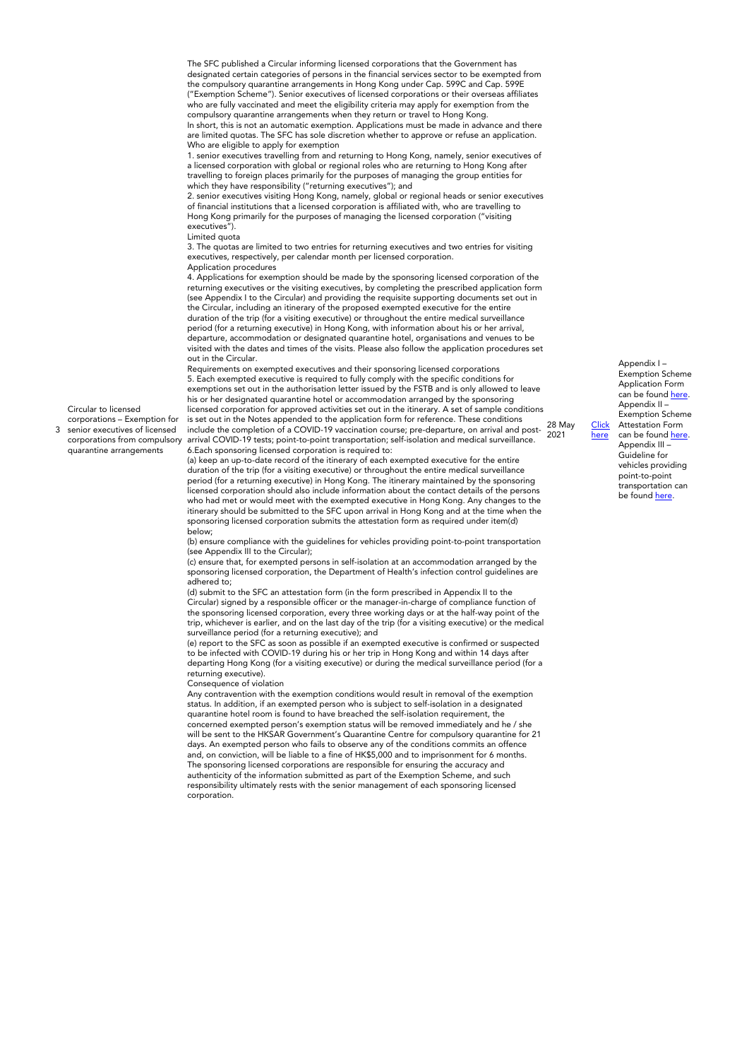| | | | | | |
|---|---|---|---|---|---|
| 3 | Circular to licensed corporations – Exemption for senior executives of licensed corporations from compulsory quarantine arrangements | The SFC published a Circular informing licensed corporations that the Government has designated certain categories of persons in the financial services sector to be exempted from the compulsory quarantine arrangements in Hong Kong under Cap. 599C and Cap. 599E ("Exemption Scheme"). Senior executives of licensed corporations or their overseas affiliates who are fully vaccinated and meet the eligibility criteria may apply for exemption from the compulsory quarantine arrangements when they return or travel to Hong Kong.<br>In short, this is not an automatic exemption. Applications must be made in advance and there are limited quotas. The SFC has sole discretion whether to approve or refuse an application.<br>Who are eligible to apply for exemption<br>1. senior executives travelling from and returning to Hong Kong, namely, senior executives of a licensed corporation with global or regional roles who are returning to Hong Kong after travelling to foreign places primarily for the purposes of managing the group entities for which they have responsibility ("returning executives"); and<br>2. senior executives visiting Hong Kong, namely, global or regional heads or senior executives of financial institutions that a licensed corporation is affiliated with, who are travelling to Hong Kong primarily for the purposes of managing the licensed corporation ("visiting executives").<br>Limited quota<br>3. The quotas are limited to two entries for returning executives and two entries for visiting executives, respectively, per calendar month per licensed corporation.<br>Application procedures<br>4. Applications for exemption should be made by the sponsoring licensed corporation of the returning executives or the visiting executives, by completing the prescribed application form (see Appendix I to the Circular) and providing the requisite supporting documents set out in the Circular, including an itinerary of the proposed exempted executive for the entire duration of the trip (for a visiting executive) or throughout the entire medical surveillance period (for a returning executive) in Hong Kong, with information about his or her arrival, departure, accommodation or designated quarantine hotel, organisations and venues to be visited with the dates and times of the visits. Please also follow the application procedures set out in the Circular.<br>Requirements on exempted executives and their sponsoring licensed corporations<br>5. Each exempted executive is required to fully comply with the specific conditions for exemptions set out in the authorisation letter issued by the FSTB and is only allowed to leave his or her designated quarantine hotel or accommodation arranged by the sponsoring licensed corporation for approved activities set out in the itinerary. A set of sample conditions is set out in the Notes appended to the application form for reference. These conditions include the completion of a COVID-19 vaccination course; pre-departure, on arrival and post-arrival COVID-19 tests; point-to-point transportation; self-isolation and medical surveillance.<br>6.Each sponsoring licensed corporation is required to:<br>(a) keep an up-to-date record of the itinerary of each exempted executive for the entire duration of the trip (for a visiting executive) or throughout the entire medical surveillance period (for a returning executive) in Hong Kong. The itinerary maintained by the sponsoring licensed corporation should also include information about the contact details of the persons who had met or would meet with the exempted executive in Hong Kong. Any changes to the itinerary should be submitted to the SFC upon arrival in Hong Kong and at the time when the sponsoring licensed corporation submits the attestation form as required under item(d) below;<br>(b) ensure compliance with the guidelines for vehicles providing point-to-point transportation (see Appendix III to the Circular);<br>(c) ensure that, for exempted persons in self-isolation at an accommodation arranged by the sponsoring licensed corporation, the Department of Health's infection control guidelines are adhered to;<br>(d) submit to the SFC an attestation form (in the form prescribed in Appendix II to the Circular) signed by a responsible officer or the manager-in-charge of compliance function of the sponsoring licensed corporation, every three working days or at the half-way point of the trip, whichever is earlier, and on the last day of the trip (for a visiting executive) or the medical surveillance period (for a returning executive); and<br>(e) report to the SFC as soon as possible if an exempted executive is confirmed or suspected to be infected with COVID-19 during his or her trip in Hong Kong and within 14 days after departing Hong Kong (for a visiting executive) or during the medical surveillance period (for a returning executive).<br>Consequence of violation<br>Any contravention with the exemption conditions would result in removal of the exemption status. In addition, if an exempted person who is subject to self-isolation in a designated quarantine hotel room is found to have breached the self-isolation requirement, the concerned exempted person's exemption status will be removed immediately and he / she will be sent to the HKSAR Government's Quarantine Centre for compulsory quarantine for 21 days. An exempted person who fails to observe any of the conditions commits an offence and, on conviction, will be liable to a fine of HK$5,000 and to imprisonment for 6 months.<br>The sponsoring licensed corporations are responsible for ensuring the accuracy and authenticity of the information submitted as part of the Exemption Scheme, and such responsibility ultimately rests with the senior management of each sponsoring licensed corporation. | 28 May 2021 | Click here | Appendix I – Exemption Scheme Application Form can be found here.<br>Appendix II – Exemption Scheme Attestation Form can be found here.<br>Appendix III – Guideline for vehicles providing point-to-point transportation can be found here. |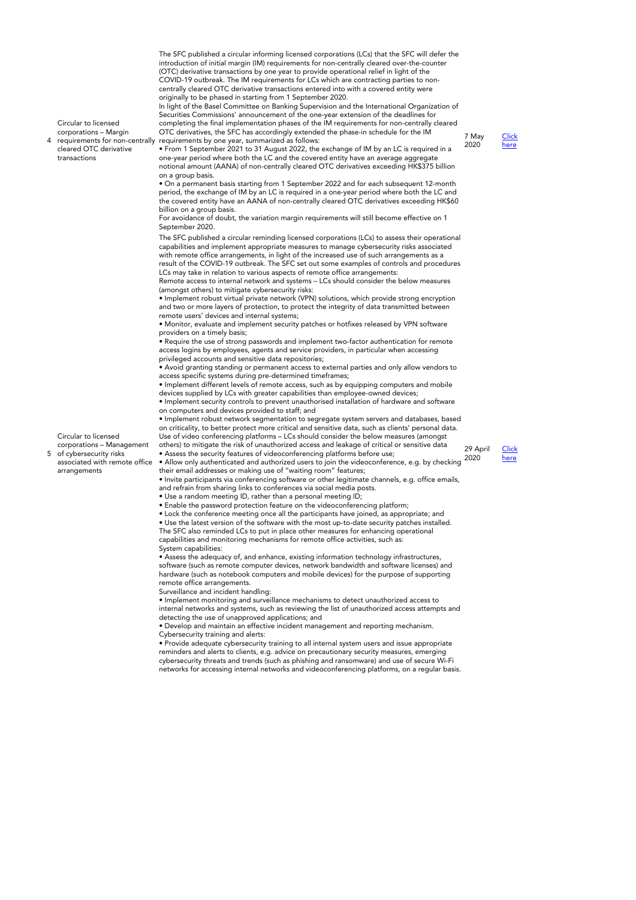| | | | | |
|---|---|---|---|---|
| 4 | Circular to licensed corporations – Margin requirements for non-centrally cleared OTC derivative transactions | The SFC published a circular informing licensed corporations (LCs) that the SFC will defer the introduction of initial margin (IM) requirements for non-centrally cleared over-the-counter (OTC) derivative transactions by one year to provide operational relief in light of the COVID-19 outbreak. The IM requirements for LCs which are contracting parties to non-centrally cleared OTC derivative transactions entered into with a covered entity were originally to be phased in starting from 1 September 2020.<br>In light of the Basel Committee on Banking Supervision and the International Organization of Securities Commissions' announcement of the one-year extension of the deadlines for completing the final implementation phases of the IM requirements for non-centrally cleared OTC derivatives, the SFC has accordingly extended the phase-in schedule for the IM requirements by one year, summarized as follows:<br>• From 1 September 2021 to 31 August 2022, the exchange of IM by an LC is required in a one-year period where both the LC and the covered entity have an average aggregate notional amount (AANA) of non-centrally cleared OTC derivatives exceeding HK$375 billion on a group basis.<br>• On a permanent basis starting from 1 September 2022 and for each subsequent 12-month period, the exchange of IM by an LC is required in a one-year period where both the LC and the covered entity have an AANA of non-centrally cleared OTC derivatives exceeding HK$60 billion on a group basis.<br>For avoidance of doubt, the variation margin requirements will still become effective on 1 September 2020. | 7 May 2020 | Click here |
| 5 | Circular to licensed corporations – Management of cybersecurity risks associated with remote office arrangements | The SFC published a circular reminding licensed corporations (LCs) to assess their operational capabilities and implement appropriate measures to manage cybersecurity risks associated with remote office arrangements, in light of the increased use of such arrangements as a result of the COVID-19 outbreak. The SFC set out some examples of controls and procedures LCs may take in relation to various aspects of remote office arrangements:<br>Remote access to internal network and systems – LCs should consider the below measures (amongst others) to mitigate cybersecurity risks:<br>• Implement robust virtual private network (VPN) solutions, which provide strong encryption and two or more layers of protection, to protect the integrity of data transmitted between remote users' devices and internal systems;<br>• Monitor, evaluate and implement security patches or hotfixes released by VPN software providers on a timely basis;<br>• Require the use of strong passwords and implement two-factor authentication for remote access logins by employees, agents and service providers, in particular when accessing privileged accounts and sensitive data repositories;<br>• Avoid granting standing or permanent access to external parties and only allow vendors to access specific systems during pre-determined timeframes;<br>• Implement different levels of remote access, such as by equipping computers and mobile devices supplied by LCs with greater capabilities than employee-owned devices;<br>• Implement security controls to prevent unauthorised installation of hardware and software on computers and devices provided to staff; and<br>• Implement robust network segmentation to segregate system servers and databases, based on criticality, to better protect more critical and sensitive data, such as clients' personal data.<br>Use of video conferencing platforms – LCs should consider the below measures (amongst others) to mitigate the risk of unauthorized access and leakage of critical or sensitive data<br>• Assess the security features of videoconferencing platforms before use;<br>• Allow only authenticated and authorized users to join the videoconference, e.g. by checking their email addresses or making use of "waiting room" features;<br>• Invite participants via conferencing software or other legitimate channels, e.g. office emails, and refrain from sharing links to conferences via social media posts.<br>• Use a random meeting ID, rather than a personal meeting ID;<br>• Enable the password protection feature on the videoconferencing platform;<br>• Lock the conference meeting once all the participants have joined, as appropriate; and<br>• Use the latest version of the software with the most up-to-date security patches installed.<br>The SFC also reminded LCs to put in place other measures for enhancing operational capabilities and monitoring mechanisms for remote office activities, such as:<br>System capabilities:<br>• Assess the adequacy of, and enhance, existing information technology infrastructures, software (such as remote computer devices, network bandwidth and software licenses) and hardware (such as notebook computers and mobile devices) for the purpose of supporting remote office arrangements.<br>Surveillance and incident handling:<br>• Implement monitoring and surveillance mechanisms to detect unauthorized access to internal networks and systems, such as reviewing the list of unauthorized access attempts and detecting the use of unapproved applications; and<br>• Develop and maintain an effective incident management and reporting mechanism.<br>Cybersecurity training and alerts:<br>• Provide adequate cybersecurity training to all internal system users and issue appropriate reminders and alerts to clients, e.g. advice on precautionary security measures, emerging cybersecurity threats and trends (such as phishing and ransomware) and use of secure Wi-Fi networks for accessing internal networks and videoconferencing platforms, on a regular basis. | 29 April 2020 | Click here |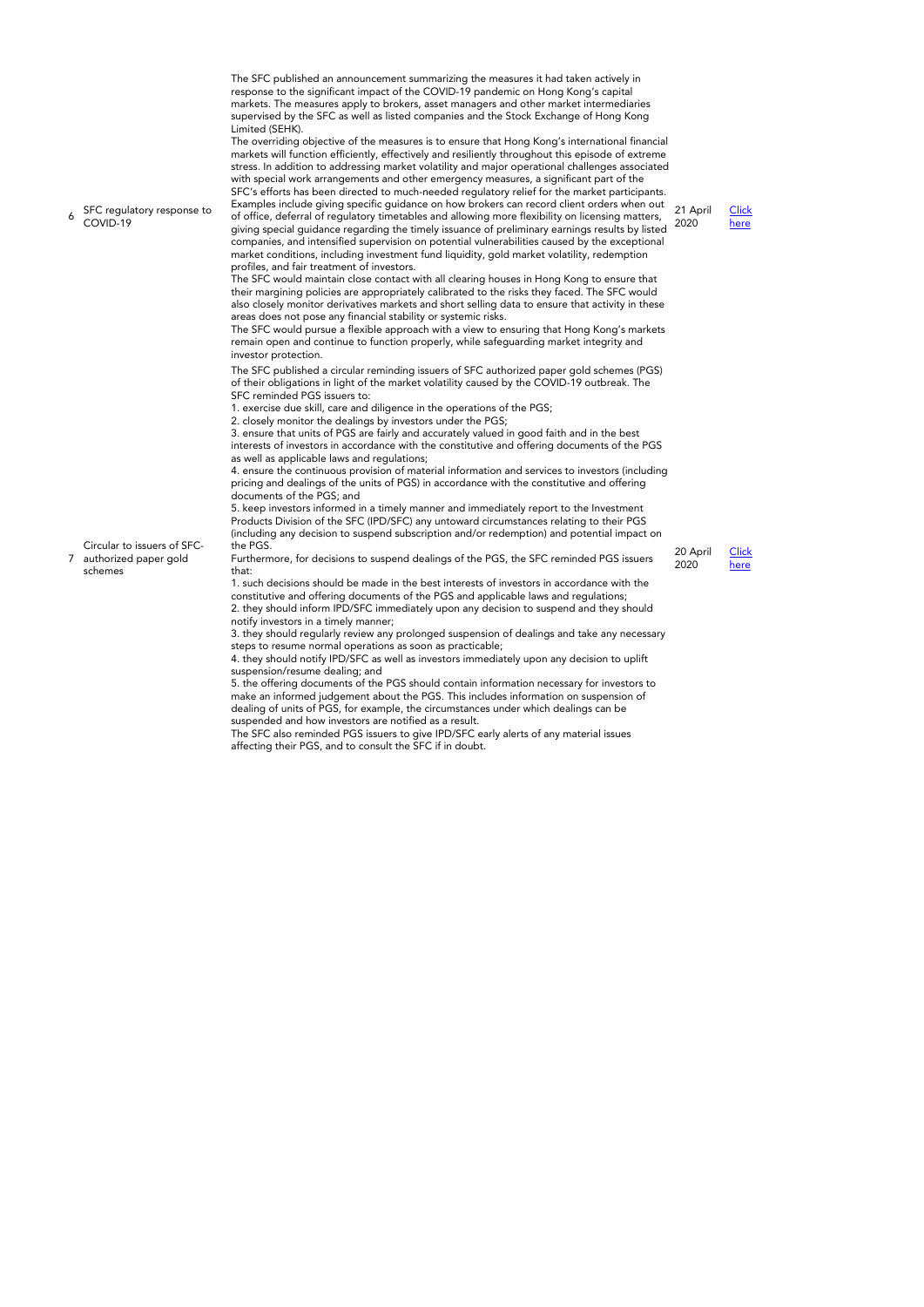| | | | | |
|---|---|---|---|---|
| 6 | SFC regulatory response to COVID-19 | The SFC published an announcement summarizing the measures it had taken actively in response to the significant impact of the COVID-19 pandemic on Hong Kong's capital markets. The measures apply to brokers, asset managers and other market intermediaries supervised by the SFC as well as listed companies and the Stock Exchange of Hong Kong Limited (SEHK).<br>The overriding objective of the measures is to ensure that Hong Kong's international financial markets will function efficiently, effectively and resiliently throughout this episode of extreme stress. In addition to addressing market volatility and major operational challenges associated with special work arrangements and other emergency measures, a significant part of the SFC's efforts has been directed to much-needed regulatory relief for the market participants. Examples include giving specific guidance on how brokers can record client orders when out of office, deferral of regulatory timetables and allowing more flexibility on licensing matters, giving special guidance regarding the timely issuance of preliminary earnings results by listed companies, and intensified supervision on potential vulnerabilities caused by the exceptional market conditions, including investment fund liquidity, gold market volatility, redemption profiles, and fair treatment of investors.<br>The SFC would maintain close contact with all clearing houses in Hong Kong to ensure that their margining policies are appropriately calibrated to the risks they faced. The SFC would also closely monitor derivatives markets and short selling data to ensure that activity in these areas does not pose any financial stability or systemic risks.<br>The SFC would pursue a flexible approach with a view to ensuring that Hong Kong's markets remain open and continue to function properly, while safeguarding market integrity and investor protection. | 21 April 2020 | Click here |
| 7 | Circular to issuers of SFC-authorized paper gold schemes | The SFC published a circular reminding issuers of SFC authorized paper gold schemes (PGS) of their obligations in light of the market volatility caused by the COVID-19 outbreak. The SFC reminded PGS issuers to:<br>1. exercise due skill, care and diligence in the operations of the PGS;<br>2. closely monitor the dealings by investors under the PGS;<br>3. ensure that units of PGS are fairly and accurately valued in good faith and in the best interests of investors in accordance with the constitutive and offering documents of the PGS as well as applicable laws and regulations;<br>4. ensure the continuous provision of material information and services to investors (including pricing and dealings of the units of PGS) in accordance with the constitutive and offering documents of the PGS; and<br>5. keep investors informed in a timely manner and immediately report to the Investment Products Division of the SFC (IPD/SFC) any untoward circumstances relating to their PGS (including any decision to suspend subscription and/or redemption) and potential impact on the PGS.<br>Furthermore, for decisions to suspend dealings of the PGS, the SFC reminded PGS issuers that:<br>1. such decisions should be made in the best interests of investors in accordance with the constitutive and offering documents of the PGS and applicable laws and regulations;<br>2. they should inform IPD/SFC immediately upon any decision to suspend and they should notify investors in a timely manner;<br>3. they should regularly review any prolonged suspension of dealings and take any necessary steps to resume normal operations as soon as practicable;<br>4. they should notify IPD/SFC as well as investors immediately upon any decision to uplift suspension/resume dealing; and<br>5. the offering documents of the PGS should contain information necessary for investors to make an informed judgement about the PGS. This includes information on suspension of dealing of units of PGS, for example, the circumstances under which dealings can be suspended and how investors are notified as a result.<br>The SFC also reminded PGS issuers to give IPD/SFC early alerts of any material issues affecting their PGS, and to consult the SFC if in doubt. | 20 April 2020 | Click here |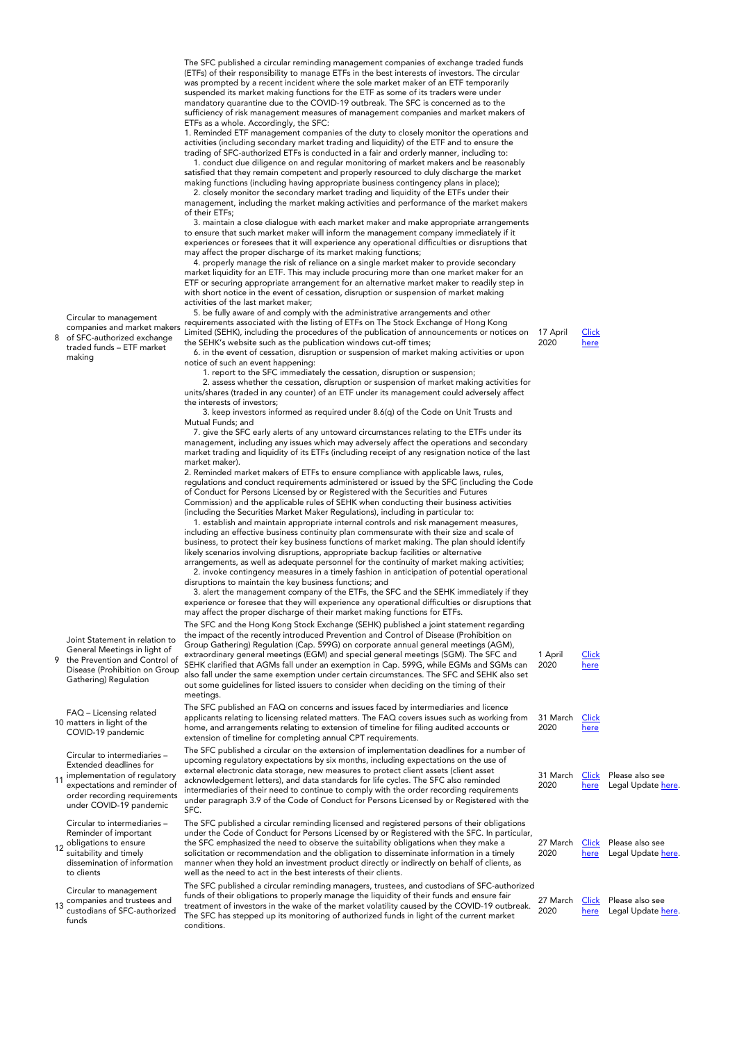| | | | | | |
|---|---|---|---|---|---|
| 8 | Circular to management companies and market makers of SFC-authorized exchange traded funds – ETF market making | The SFC published a circular reminding management companies of exchange traded funds (ETFs) of their responsibility to manage ETFs in the best interests of investors. The circular was prompted by a recent incident where the sole market maker of an ETF temporarily suspended its market making functions for the ETF as some of its traders were under mandatory quarantine due to the COVID-19 outbreak. The SFC is concerned as to the sufficiency of risk management measures of management companies and market makers of ETFs as a whole. Accordingly, the SFC:<br>1. Reminded ETF management companies of the duty to closely monitor the operations and activities (including secondary market trading and liquidity) of the ETF and to ensure the trading of SFC-authorized ETFs is conducted in a fair and orderly manner, including to:<br>1. conduct due diligence on and regular monitoring of market makers and be reasonably satisfied that they remain competent and properly resourced to duly discharge the market making functions (including having appropriate business contingency plans in place);<br>2. closely monitor the secondary market trading and liquidity of the ETFs under their management, including the market making activities and performance of the market makers of their ETFs;<br>3. maintain a close dialogue with each market maker and make appropriate arrangements to ensure that such market maker will inform the management company immediately if it experiences or foresees that it will experience any operational difficulties or disruptions that may affect the proper discharge of its market making functions;<br>4. properly manage the risk of reliance on a single market maker to provide secondary market liquidity for an ETF. This may include procuring more than one market maker for an ETF or securing appropriate arrangement for an alternative market maker to readily step in with short notice in the event of cessation, disruption or suspension of market making activities of the last market maker;<br>5. be fully aware of and comply with the administrative arrangements and other requirements associated with the listing of ETFs on The Stock Exchange of Hong Kong Limited (SEHK), including the procedures of the publication of announcements or notices on the SEHK's website such as the publication windows cut-off times;<br>6. in the event of cessation, disruption or suspension of market making activities or upon notice of such an event happening:<br>1. report to the SFC immediately the cessation, disruption or suspension;<br>2. assess whether the cessation, disruption or suspension of market making activities for units/shares (traded in any counter) of an ETF under its management could adversely affect the interests of investors;<br>3. keep investors informed as required under 8.6(q) of the Code on Unit Trusts and Mutual Funds; and<br>7. give the SFC early alerts of any untoward circumstances relating to the ETFs under its management, including any issues which may adversely affect the operations and secondary market trading and liquidity of its ETFs (including receipt of any resignation notice of the last market maker).<br>2. Reminded market makers of ETFs to ensure compliance with applicable laws, rules, regulations and conduct requirements administered or issued by the SFC (including the Code of Conduct for Persons Licensed by or Registered with the Securities and Futures Commission) and the applicable rules of SEHK when conducting their business activities (including the Securities Market Maker Regulations), including in particular to:<br>1. establish and maintain appropriate internal controls and risk management measures, including an effective business continuity plan commensurate with their size and scale of business, to protect their key business functions of market making. The plan should identify likely scenarios involving disruptions, appropriate backup facilities or alternative arrangements, as well as adequate personnel for the continuity of market making activities;<br>2. invoke contingency measures in a timely fashion in anticipation of potential operational disruptions to maintain the key business functions; and<br>3. alert the management company of the ETFs, the SFC and the SEHK immediately if they experience or foresee that they will experience any operational difficulties or disruptions that may affect the proper discharge of their market making functions for ETFs. | 17 April 2020 | Click here | |
| 9 | Joint Statement in relation to General Meetings in light of the Prevention and Control of Disease (Prohibition on Group Gathering) Regulation | The SFC and the Hong Kong Stock Exchange (SEHK) published a joint statement regarding the impact of the recently introduced Prevention and Control of Disease (Prohibition on Group Gathering) Regulation (Cap. 599G) on corporate annual general meetings (AGM), extraordinary general meetings (EGM) and special general meetings (SGM). The SFC and SEHK clarified that AGMs fall under an exemption in Cap. 599G, while EGMs and SGMs can also fall under the same exemption under certain circumstances. The SFC and SEHK also set out some guidelines for listed issuers to consider when deciding on the timing of their meetings. | 1 April 2020 | Click here | |
| 10 | FAQ – Licensing related matters in light of the COVID-19 pandemic | The SFC published an FAQ on concerns and issues faced by intermediaries and licence applicants relating to licensing related matters. The FAQ covers issues such as working from home, and arrangements relating to extension of timeline for filing audited accounts or extension of timeline for completing annual CPT requirements. | 31 March 2020 | Click here | |
| 11 | Circular to intermediaries – Extended deadlines for implementation of regulatory expectations and reminder of order recording requirements under COVID-19 pandemic | The SFC published a circular on the extension of implementation deadlines for a number of upcoming regulatory expectations by six months, including expectations on the use of external electronic data storage, new measures to protect client assets (client asset acknowledgement letters), and data standards for life cycles. The SFC also reminded intermediaries of their need to continue to comply with the order recording requirements under paragraph 3.9 of the Code of Conduct for Persons Licensed by or Registered with the SFC. | 31 March 2020 | Click here | Please also see Legal Update here. |
| 12 | Circular to intermediaries – Reminder of important obligations to ensure suitability and timely dissemination of information to clients | The SFC published a circular reminding licensed and registered persons of their obligations under the Code of Conduct for Persons Licensed by or Registered with the SFC. In particular, the SFC emphasized the need to observe the suitability obligations when they make a solicitation or recommendation and the obligation to disseminate information in a timely manner when they hold an investment product directly or indirectly on behalf of clients, as well as the need to act in the best interests of their clients. | 27 March 2020 | Click here | Please also see Legal Update here. |
| 13 | Circular to management companies and trustees and custodians of SFC-authorized funds | The SFC published a circular reminding managers, trustees, and custodians of SFC-authorized funds of their obligations to properly manage the liquidity of their funds and ensure fair treatment of investors in the wake of the market volatility caused by the COVID-19 outbreak. The SFC has stepped up its monitoring of authorized funds in light of the current market conditions. | 27 March 2020 | Click here | Please also see Legal Update here. |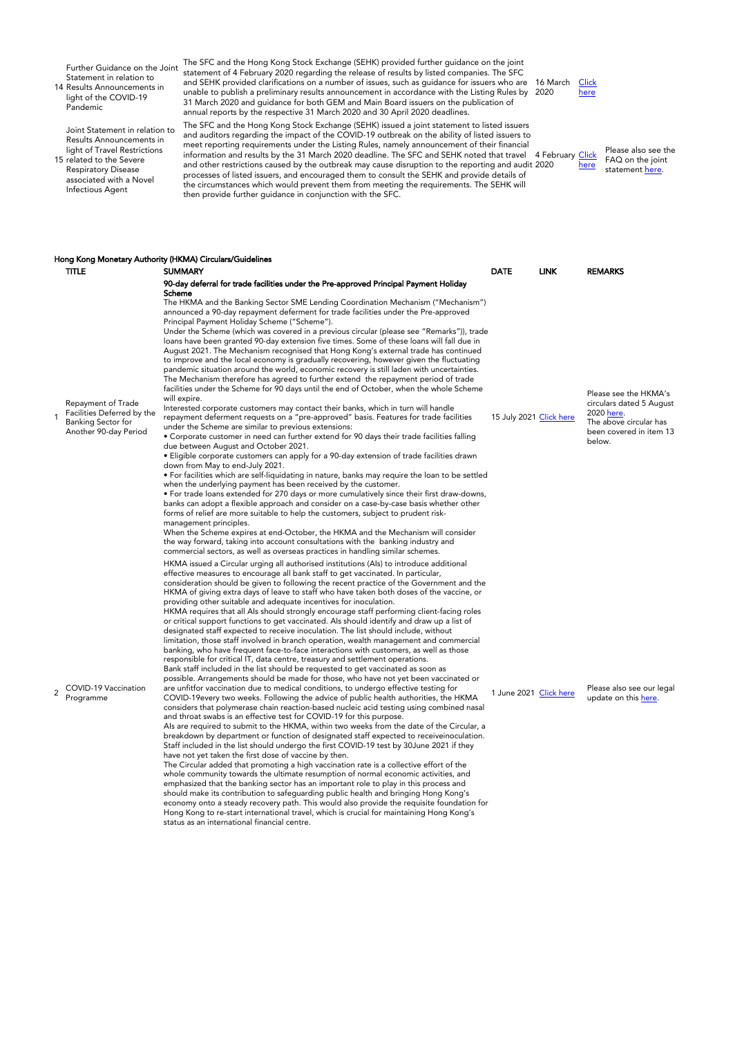| | | | | | |
|---|---|---|---|---|---|
| 14 | Further Guidance on the Joint Statement in relation to Results Announcements in light of the COVID-19 Pandemic | The SFC and the Hong Kong Stock Exchange (SEHK) provided further guidance on the joint statement of 4 February 2020 regarding the release of results by listed companies. The SFC and SEHK provided clarifications on a number of issues, such as guidance for issuers who are unable to publish a preliminary results announcement in accordance with the Listing Rules by 31 March 2020 and guidance for both GEM and Main Board issuers on the publication of annual reports by the respective 31 March 2020 and 30 April 2020 deadlines. | 16 March 2020 | Click here | |
| 15 | Joint Statement in relation to Results Announcements in light of Travel Restrictions related to the Severe Respiratory Disease associated with a Novel Infectious Agent | The SFC and the Hong Kong Stock Exchange (SEHK) issued a joint statement to listed issuers and auditors regarding the impact of the COVID-19 outbreak on the ability of listed issuers to meet reporting requirements under the Listing Rules, namely announcement of their financial information and results by the 31 March 2020 deadline. The SFC and SEHK noted that travel and other restrictions caused by the outbreak may cause disruption to the reporting and audit processes of listed issuers, and encouraged them to consult the SEHK and provide details of the circumstances which would prevent them from meeting the requirements. The SEHK will then provide further guidance in conjunction with the SFC. | 4 February 2020 | Click here | Please also see the FAQ on the joint statement here. |

## Hong Kong Monetary Authority (HKMA) Circulars/Guidelines

| | TITLE | SUMMARY | DATE | LINK | REMARKS |
|---|---|---|---|---|---|
| 1 | Repayment of Trade Facilities Deferred by the Banking Sector for Another 90-day Period | **90-day deferral for trade facilities under the Pre-approved Principal Payment Holiday Scheme**<br>The HKMA and the Banking Sector SME Lending Coordination Mechanism ("Mechanism") announced a 90-day repayment deferment for trade facilities under the Pre-approved Principal Payment Holiday Scheme ("Scheme").<br>Under the Scheme (which was covered in a previous circular (please see "Remarks")), trade loans have been granted 90-day extension five times. Some of these loans will fall due in August 2021. The Mechanism recognised that Hong Kong's external trade has continued to improve and the local economy is gradually recovering, however given the fluctuating pandemic situation around the world, economic recovery is still laden with uncertainties. The Mechanism therefore has agreed to further extend the repayment period of trade facilities under the Scheme for 90 days until the end of October, when the whole Scheme will expire.<br>Interested corporate customers may contact their banks, which in turn will handle repayment deferment requests on a "pre-approved" basis. Features for trade facilities under the Scheme are similar to previous extensions:<br>• Corporate customer in need can further extend for 90 days their trade facilities falling due between August and October 2021.<br>• Eligible corporate customers can apply for a 90-day extension of trade facilities drawn down from May to end-July 2021.<br>• For facilities which are self-liquidating in nature, banks may require the loan to be settled when the underlying payment has been received by the customer.<br>• For trade loans extended for 270 days or more cumulatively since their first draw-downs, banks can adopt a flexible approach and consider on a case-by-case basis whether other forms of relief are more suitable to help the customers, subject to prudent risk-management principles.<br>When the Scheme expires at end-October, the HKMA and the Mechanism will consider the way forward, taking into account consultations with the banking industry and commercial sectors, as well as overseas practices in handling similar schemes. | 15 July 2021 | Click here | Please see the HKMA's circulars dated 5 August 2020 here.<br>The above circular has been covered in item 13 below. |
| 2 | COVID-19 Vaccination Programme | HKMA issued a Circular urging all authorised institutions (AIs) to introduce additional effective measures to encourage all bank staff to get vaccinated. In particular, consideration should be given to following the recent practice of the Government and the HKMA of giving extra days of leave to staff who have taken both doses of the vaccine, or providing other suitable and adequate incentives for inoculation.<br>HKMA requires that all AIs should strongly encourage staff performing client-facing roles or critical support functions to get vaccinated. AIs should identify and draw up a list of designated staff expected to receive inoculation. The list should include, without limitation, those staff involved in branch operation, wealth management and commercial banking, who have frequent face-to-face interactions with customers, as well as those responsible for critical IT, data centre, treasury and settlement operations.<br>Bank staff included in the list should be requested to get vaccinated as soon as possible. Arrangements should be made for those, who have not yet been vaccinated or are unfitfor vaccination due to medical conditions, to undergo effective testing for COVID-19every two weeks. Following the advice of public health authorities, the HKMA considers that polymerase chain reaction-based nucleic acid testing using combined nasal and throat swabs is an effective test for COVID-19 for this purpose.<br>AIs are required to submit to the HKMA, within two weeks from the date of the Circular, a breakdown by department or function of designated staff expected to receiveinoculation. Staff included in the list should undergo the first COVID-19 test by 30June 2021 if they have not yet taken the first dose of vaccine by then.<br>The Circular added that promoting a high vaccination rate is a collective effort of the whole community towards the ultimate resumption of normal economic activities, and emphasized that the banking sector has an important role to play in this process and should make its contribution to safeguarding public health and bringing Hong Kong's economy onto a steady recovery path. This would also provide the requisite foundation for Hong Kong to re-start international travel, which is crucial for maintaining Hong Kong's status as an international financial centre. | 1 June 2021 | Click here | Please also see our legal update on this here. |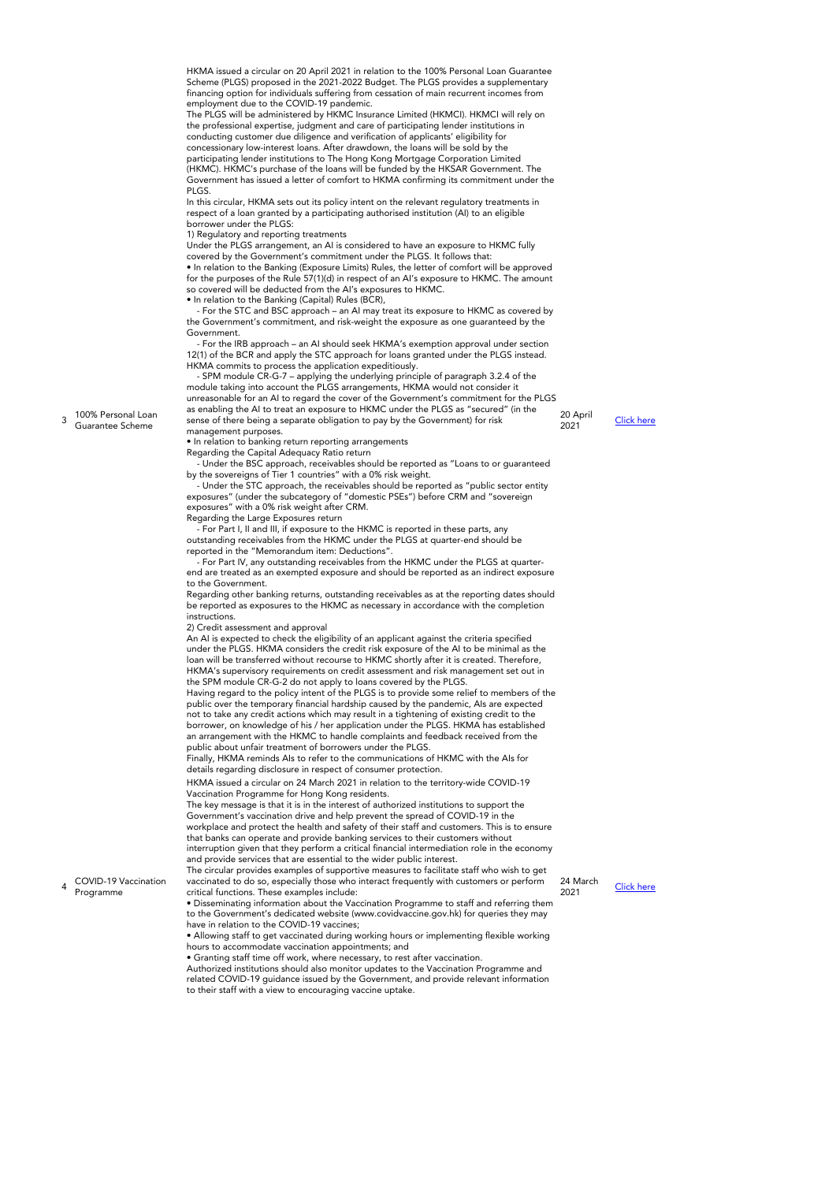| | | | | |
|---|---|---|---|---|
| 3 | 100% Personal Loan Guarantee Scheme | HKMA issued a circular on 20 April 2021 in relation to the 100% Personal Loan Guarantee Scheme (PLGS) proposed in the 2021-2022 Budget. The PLGS provides a supplementary financing option for individuals suffering from cessation of main recurrent incomes from employment due to the COVID-19 pandemic.<br>The PLGS will be administered by HKMC Insurance Limited (HKMCI). HKMCI will rely on the professional expertise, judgment and care of participating lender institutions in conducting customer due diligence and verification of applicants' eligibility for concessionary low-interest loans. After drawdown, the loans will be sold by the participating lender institutions to The Hong Kong Mortgage Corporation Limited (HKMC). HKMC's purchase of the loans will be funded by the HKSAR Government. The Government has issued a letter of comfort to HKMA confirming its commitment under the PLGS.<br>In this circular, HKMA sets out its policy intent on the relevant regulatory treatments in respect of a loan granted by a participating authorised institution (AI) to an eligible borrower under the PLGS:<br>1) Regulatory and reporting treatments<br>Under the PLGS arrangement, an AI is considered to have an exposure to HKMC fully covered by the Government's commitment under the PLGS. It follows that:<br>• In relation to the Banking (Exposure Limits) Rules, the letter of comfort will be approved for the purposes of the Rule 57(1)(d) in respect of an AI's exposure to HKMC. The amount so covered will be deducted from the AI's exposures to HKMC.<br>• In relation to the Banking (Capital) Rules (BCR),<br>- For the STC and BSC approach – an AI may treat its exposure to HKMC as covered by the Government's commitment, and risk-weight the exposure as one guaranteed by the Government.<br>- For the IRB approach – an AI should seek HKMA's exemption approval under section 12(1) of the BCR and apply the STC approach for loans granted under the PLGS instead. HKMA commits to process the application expeditiously.<br>- SPM module CR-G-7 – applying the underlying principle of paragraph 3.2.4 of the module taking into account the PLGS arrangements, HKMA would not consider it unreasonable for an AI to regard the cover of the Government's commitment for the PLGS as enabling the AI to treat an exposure to HKMC under the PLGS as "secured" (in the sense of there being a separate obligation to pay by the Government) for risk management purposes.<br>• In relation to banking return reporting arrangements<br>Regarding the Capital Adequacy Ratio return<br>- Under the BSC approach, receivables should be reported as "Loans to or guaranteed by the sovereigns of Tier 1 countries" with a 0% risk weight.<br>- Under the STC approach, the receivables should be reported as "public sector entity exposures" (under the subcategory of "domestic PSEs") before CRM and "sovereign exposures" with a 0% risk weight after CRM.<br>Regarding the Large Exposures return<br>- For Part I, II and III, if exposure to the HKMC is reported in these parts, any outstanding receivables from the HKMC under the PLGS at quarter-end should be reported in the "Memorandum item: Deductions".<br>- For Part IV, any outstanding receivables from the HKMC under the PLGS at quarter-end are treated as an exempted exposure and should be reported as an indirect exposure to the Government.<br>Regarding other banking returns, outstanding receivables as at the reporting dates should be reported as exposures to the HKMC as necessary in accordance with the completion instructions.<br>2) Credit assessment and approval<br>An AI is expected to check the eligibility of an applicant against the criteria specified under the PLGS. HKMA considers the credit risk exposure of the AI to be minimal as the loan will be transferred without recourse to HKMC shortly after it is created. Therefore, HKMA's supervisory requirements on credit assessment and risk management set out in the SPM module CR-G-2 do not apply to loans covered by the PLGS.<br>Having regard to the policy intent of the PLGS is to provide some relief to members of the public over the temporary financial hardship caused by the pandemic, AIs are expected not to take any credit actions which may result in a tightening of existing credit to the borrower, on knowledge of his / her application under the PLGS. HKMA has established an arrangement with the HKMC to handle complaints and feedback received from the public about unfair treatment of borrowers under the PLGS.<br>Finally, HKMA reminds AIs to refer to the communications of HKMC with the AIs for details regarding disclosure in respect of consumer protection. | 20 April 2021 | Click here |
| 4 | COVID-19 Vaccination Programme | HKMA issued a circular on 24 March 2021 in relation to the territory-wide COVID-19 Vaccination Programme for Hong Kong residents.<br>The key message is that it is in the interest of authorized institutions to support the Government's vaccination drive and help prevent the spread of COVID-19 in the workplace and protect the health and safety of their staff and customers. This is to ensure that banks can operate and provide banking services to their customers without interruption given that they perform a critical financial intermediation role in the economy and provide services that are essential to the wider public interest.<br>The circular provides examples of supportive measures to facilitate staff who wish to get vaccinated to do so, especially those who interact frequently with customers or perform critical functions. These examples include:<br>• Disseminating information about the Vaccination Programme to staff and referring them to the Government's dedicated website (www.covidvaccine.gov.hk) for queries they may have in relation to the COVID-19 vaccines;<br>• Allowing staff to get vaccinated during working hours or implementing flexible working hours to accommodate vaccination appointments; and<br>• Granting staff time off work, where necessary, to rest after vaccination.<br>Authorized institutions should also monitor updates to the Vaccination Programme and related COVID-19 guidance issued by the Government, and provide relevant information to their staff with a view to encouraging vaccine uptake. | 24 March 2021 | Click here |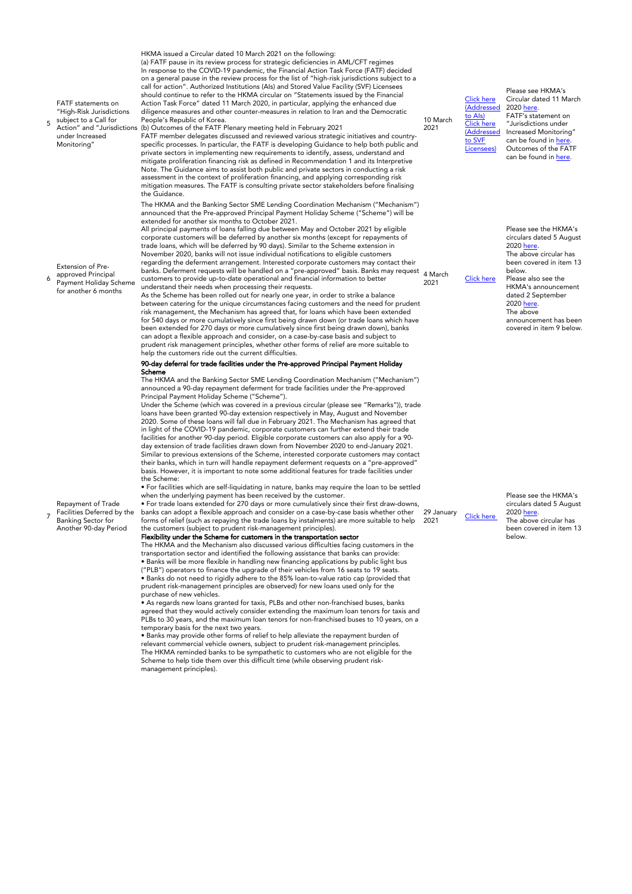| | | | | | |
|---|---|---|---|---|---|
| 5 | FATF statements on "High-Risk Jurisdictions subject to a Call for Action" and "Jurisdictions under Increased Monitoring" | HKMA issued a Circular dated 10 March 2021 on the following:<br>(a) FATF pause in its review process for strategic deficiencies in AML/CFT regimes<br>In response to the COVID-19 pandemic, the Financial Action Task Force (FATF) decided on a general pause in the review process for the list of "high-risk jurisdictions subject to a call for action". Authorized Institutions (AIs) and Stored Value Facility (SVF) Licensees should continue to refer to the HKMA circular on "Statements issued by the Financial Action Task Force" dated 11 March 2020, in particular, applying the enhanced due diligence measures and other counter-measures in relation to Iran and the Democratic People's Republic of Korea.<br>(b) Outcomes of the FATF Plenary meeting held in February 2021<br>FATF member delegates discussed and reviewed various strategic initiatives and country-specific processes. In particular, the FATF is developing Guidance to help both public and private sectors in implementing new requirements to identify, assess, understand and mitigate proliferation financing risk as defined in Recommendation 1 and its Interpretive Note. The Guidance aims to assist both public and private sectors in conducting a risk assessment in the context of proliferation financing, and applying corresponding risk mitigation measures. The FATF is consulting private sector stakeholders before finalising the Guidance. | 10 March 2021 | Click here (Addressed to AIs)<br>Click here (Addressed to SVF Licensees) | Please see HKMA's Circular dated 11 March 2020 here.<br>FATF's statement on "Jurisdictions under Increased Monitoring" can be found in here.<br>Outcomes of the FATF can be found in here. |
| 6 | Extension of Pre-approved Principal Payment Holiday Scheme for another 6 months | The HKMA and the Banking Sector SME Lending Coordination Mechanism ("Mechanism") announced that the Pre-approved Principal Payment Holiday Scheme ("Scheme") will be extended for another six months to October 2021.<br>All principal payments of loans falling due between May and October 2021 by eligible corporate customers will be deferred by another six months (except for repayments of trade loans, which will be deferred by 90 days). Similar to the Scheme extension in November 2020, banks will not issue individual notifications to eligible customers regarding the deferment arrangement. Interested corporate customers may contact their banks. Deferment requests will be handled on a "pre-approved" basis. Banks may request customers to provide up-to-date operational and financial information to better understand their needs when processing their requests.<br>As the Scheme has been rolled out for nearly one year, in order to strike a balance between catering for the unique circumstances facing customers and the need for prudent risk management, the Mechanism has agreed that, for loans which have been extended for 540 days or more cumulatively since first being drawn down (or trade loans which have been extended for 270 days or more cumulatively since first being drawn down), banks can adopt a flexible approach and consider, on a case-by-case basis and subject to prudent risk management principles, whether other forms of relief are more suitable to help the customers ride out the current difficulties. | 4 March 2021 | Click here | Please see the HKMA's circulars dated 5 August 2020 here.<br>The above circular has been covered in item 13 below.<br>Please also see the HKMA's announcement dated 2 September 2020 here.<br>The above announcement has been covered in item 9 below. |
| 7 | Repayment of Trade Facilities Deferred by the Banking Sector for Another 90-day Period | **90-day deferral for trade facilities under the Pre-approved Principal Payment Holiday Scheme**<br>The HKMA and the Banking Sector SME Lending Coordination Mechanism ("Mechanism") announced a 90-day repayment deferment for trade facilities under the Pre-approved Principal Payment Holiday Scheme ("Scheme").<br>Under the Scheme (which was covered in a previous circular (please see "Remarks")), trade loans have been granted 90-day extension respectively in May, August and November 2020. Some of these loans will fall due in February 2021. The Mechanism has agreed that in light of the COVID-19 pandemic, corporate customers can further extend their trade facilities for another 90-day period. Eligible corporate customers can also apply for a 90-day extension of trade facilities drawn down from November 2020 to end-January 2021. Similar to previous extensions of the Scheme, interested corporate customers may contact their banks, which in turn will handle repayment deferment requests on a "pre-approved" basis. However, it is important to note some additional features for trade facilities under the Scheme:<br>• For facilities which are self-liquidating in nature, banks may require the loan to be settled when the underlying payment has been received by the customer.<br>• For trade loans extended for 270 days or more cumulatively since their first draw-downs, banks can adopt a flexible approach and consider on a case-by-case basis whether other forms of relief (such as repaying the trade loans by instalments) are more suitable to help the customers (subject to prudent risk-management principles).<br>**Flexibility under the Scheme for customers in the transportation sector**<br>The HKMA and the Mechanism also discussed various difficulties facing customers in the transportation sector and identified the following assistance that banks can provide:<br>• Banks will be more flexible in handling new financing applications by public light bus ("PLB") operators to finance the upgrade of their vehicles from 16 seats to 19 seats.<br>• Banks do not need to rigidly adhere to the 85% loan-to-value ratio cap (provided that prudent risk-management principles are observed) for new loans used only for the purchase of new vehicles.<br>• As regards new loans granted for taxis, PLBs and other non-franchised buses, banks agreed that they would actively consider extending the maximum loan tenors for taxis and PLBs to 30 years, and the maximum loan tenors for non-franchised buses to 10 years, on a temporary basis for the next two years.<br>• Banks may provide other forms of relief to help alleviate the repayment burden of relevant commercial vehicle owners, subject to prudent risk-management principles.<br>The HKMA reminded banks to be sympathetic to customers who are not eligible for the Scheme to help tide them over this difficult time (while observing prudent risk-management principles). | 29 January 2021 | Click here | Please see the HKMA's circulars dated 5 August 2020 here.<br>The above circular has been covered in item 13 below. |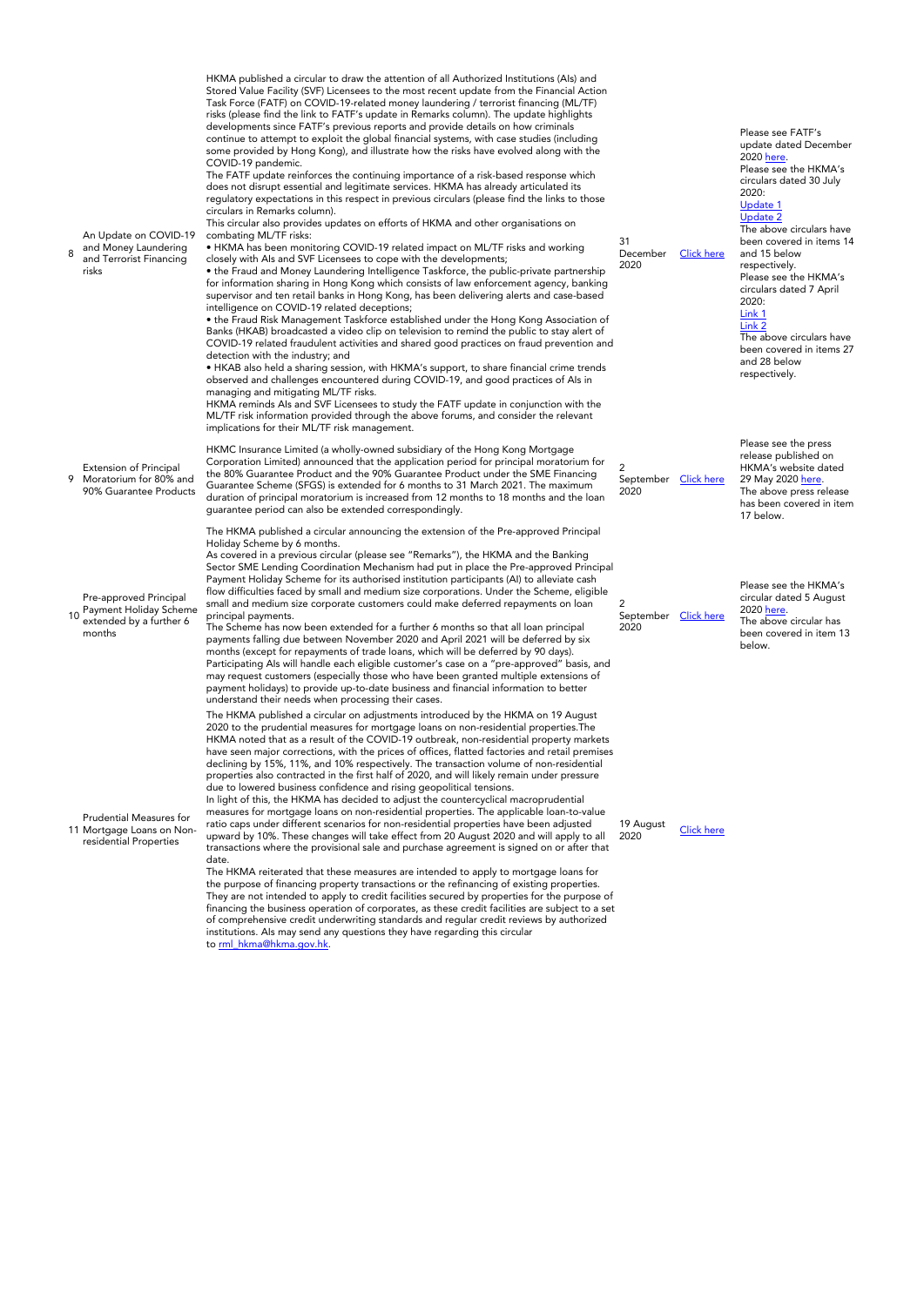| | | | | | |
|---|---|---|---|---|---|
| 8 | An Update on COVID-19 and Money Laundering and Terrorist Financing risks | HKMA published a circular to draw the attention of all Authorized Institutions (AIs) and Stored Value Facility (SVF) Licensees to the most recent update from the Financial Action Task Force (FATF) on COVID-19-related money laundering / terrorist financing (ML/TF) risks (please find the link to FATF's update in Remarks column). The update highlights developments since FATF's previous reports and provide details on how criminals continue to attempt to exploit the global financial systems, with case studies (including some provided by Hong Kong), and illustrate how the risks have evolved along with the COVID-19 pandemic.<br>The FATF update reinforces the continuing importance of a risk-based response which does not disrupt essential and legitimate services. HKMA has already articulated its regulatory expectations in this respect in previous circulars (please find the links to those circulars in Remarks column).<br>This circular also provides updates on efforts of HKMA and other organisations on combating ML/TF risks:<br>• HKMA has been monitoring COVID-19 related impact on ML/TF risks and working closely with AIs and SVF Licensees to cope with the developments;<br>• the Fraud and Money Laundering Intelligence Taskforce, the public-private partnership for information sharing in Hong Kong which consists of law enforcement agency, banking supervisor and ten retail banks in Hong Kong, has been delivering alerts and case-based intelligence on COVID-19 related deceptions;<br>• the Fraud Risk Management Taskforce established under the Hong Kong Association of Banks (HKAB) broadcasted a video clip on television to remind the public to stay alert of COVID-19 related fraudulent activities and shared good practices on fraud prevention and detection with the industry; and<br>• HKAB also held a sharing session, with HKMA's support, to share financial crime trends observed and challenges encountered during COVID-19, and good practices of AIs in managing and mitigating ML/TF risks.<br>HKMA reminds AIs and SVF Licensees to study the FATF update in conjunction with the ML/TF risk information provided through the above forums, and consider the relevant implications for their ML/TF risk management. | 31 December 2020 | Click here | Please see FATF's update dated December 2020 here.<br>Please see the HKMA's circulars dated 30 July 2020:<br>Update 1<br>Update 2<br>The above circulars have been covered in items 14 and 15 below respectively.<br>Please see the HKMA's circulars dated 7 April 2020:<br>Link 1<br>Link 2<br>The above circulars have been covered in items 27 and 28 below respectively. |
| 9 | Extension of Principal Moratorium for 80% and 90% Guarantee Products | HKMC Insurance Limited (a wholly-owned subsidiary of the Hong Kong Mortgage Corporation Limited) announced that the application period for principal moratorium for the 80% Guarantee Product and the 90% Guarantee Product under the SME Financing Guarantee Scheme (SFGS) is extended for 6 months to 31 March 2021. The maximum duration of principal moratorium is increased from 12 months to 18 months and the loan guarantee period can also be extended correspondingly. | 2 September 2020 | Click here | Please see the press release published on HKMA's website dated 29 May 2020 here.<br>The above press release has been covered in item 17 below. |
| 10 | Pre-approved Principal Payment Holiday Scheme extended by a further 6 months | The HKMA published a circular announcing the extension of the Pre-approved Principal Holiday Scheme by 6 months.<br>As covered in a previous circular (please see "Remarks"), the HKMA and the Banking Sector SME Lending Coordination Mechanism had put in place the Pre-approved Principal Payment Holiday Scheme for its authorised institution participants (AI) to alleviate cash flow difficulties faced by small and medium size corporations. Under the Scheme, eligible small and medium size corporate customers could make deferred repayments on loan principal payments.<br>The Scheme has now been extended for a further 6 months so that all loan principal payments falling due between November 2020 and April 2021 will be deferred by six months (except for repayments of trade loans, which will be deferred by 90 days).<br>Participating AIs will handle each eligible customer's case on a "pre-approved" basis, and may request customers (especially those who have been granted multiple extensions of payment holidays) to provide up-to-date business and financial information to better understand their needs when processing their cases. | 2 September 2020 | Click here | Please see the HKMA's circular dated 5 August 2020 here.<br>The above circular has been covered in item 13 below. |
| 11 | Prudential Measures for Mortgage Loans on Non-residential Properties | The HKMA published a circular on adjustments introduced by the HKMA on 19 August 2020 to the prudential measures for mortgage loans on non-residential properties.The HKMA noted that as a result of the COVID-19 outbreak, non-residential property markets have seen major corrections, with the prices of offices, flatted factories and retail premises declining by 15%, 11%, and 10% respectively. The transaction volume of non-residential properties also contracted in the first half of 2020, and will likely remain under pressure due to lowered business confidence and rising geopolitical tensions.<br>In light of this, the HKMA has decided to adjust the countercyclical macroprudential measures for mortgage loans on non-residential properties. The applicable loan-to-value ratio caps under different scenarios for non-residential properties have been adjusted upward by 10%. These changes will take effect from 20 August 2020 and will apply to all transactions where the provisional sale and purchase agreement is signed on or after that date.<br>The HKMA reiterated that these measures are intended to apply to mortgage loans for the purpose of financing property transactions or the refinancing of existing properties. They are not intended to apply to credit facilities secured by properties for the purpose of financing the business operation of corporates, as these credit facilities are subject to a set of comprehensive credit underwriting standards and regular credit reviews by authorized institutions. AIs may send any questions they have regarding this circular to rml_hkma@hkma.gov.hk. | 19 August 2020 | Click here | |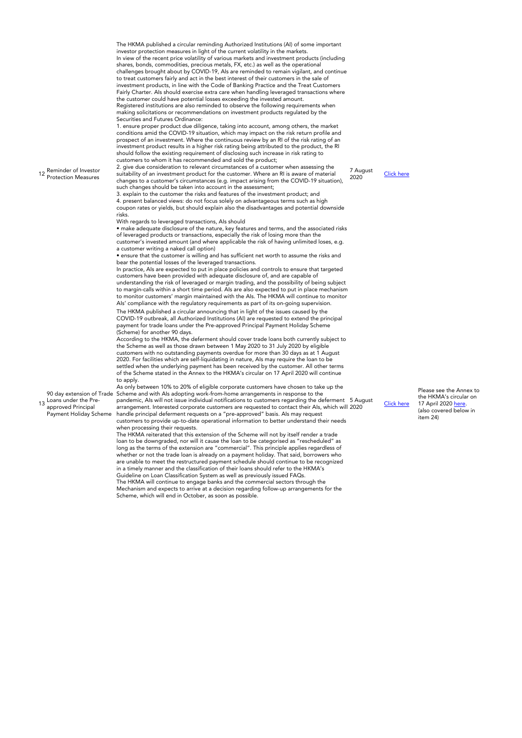| | | | | | |
|---|---|---|---|---|---|
| 12 | Reminder of Investor Protection Measures | The HKMA published a circular reminding Authorized Institutions (AI) of some important investor protection measures in light of the current volatility in the markets.<br>In view of the recent price volatility of various markets and investment products (including shares, bonds, commodities, precious metals, FX, etc.) as well as the operational challenges brought about by COVID-19, AIs are reminded to remain vigilant, and continue to treat customers fairly and act in the best interest of their customers in the sale of investment products, in line with the Code of Banking Practice and the Treat Customers Fairly Charter. AIs should exercise extra care when handling leveraged transactions where the customer could have potential losses exceeding the invested amount.<br>Registered institutions are also reminded to observe the following requirements when making solicitations or recommendations on investment products regulated by the Securities and Futures Ordinance:<br>1. ensure proper product due diligence, taking into account, among others, the market conditions amid the COVID-19 situation, which may impact on the risk return profile and prospect of an investment. Where the continuous review by an RI of the risk rating of an investment product results in a higher risk rating being attributed to the product, the RI should follow the existing requirement of disclosing such increase in risk rating to customers to whom it has recommended and sold the product;<br>2. give due consideration to relevant circumstances of a customer when assessing the suitability of an investment product for the customer. Where an RI is aware of material changes to a customer's circumstances (e.g. impact arising from the COVID-19 situation), such changes should be taken into account in the assessment;<br>3. explain to the customer the risks and features of the investment product; and<br>4. present balanced views: do not focus solely on advantageous terms such as high coupon rates or yields, but should explain also the disadvantages and potential downside risks.<br>With regards to leveraged transactions, AIs should<br>• make adequate disclosure of the nature, key features and terms, and the associated risks of leveraged products or transactions, especially the risk of losing more than the customer's invested amount (and where applicable the risk of having unlimited loses, e.g. a customer writing a naked call option)<br>• ensure that the customer is willing and has sufficient net worth to assume the risks and bear the potential losses of the leveraged transactions.<br>In practice, AIs are expected to put in place policies and controls to ensure that targeted customers have been provided with adequate disclosure of, and are capable of understanding the risk of leveraged or margin trading, and the possibility of being subject to margin-calls within a short time period. AIs are also expected to put in place mechanism to monitor customers' margin maintained with the AIs. The HKMA will continue to monitor AIs' compliance with the regulatory requirements as part of its on-going supervision. | 7 August 2020 | Click here | |
| 13 | 90 day extension of Trade Loans under the Pre-approved Principal Payment Holiday Scheme | The HKMA published a circular announcing that in light of the issues caused by the COVID-19 outbreak, all Authorized Institutions (AI) are requested to extend the principal payment for trade loans under the Pre-approved Principal Payment Holiday Scheme (Scheme) for another 90 days.<br>According to the HKMA, the deferment should cover trade loans both currently subject to the Scheme as well as those drawn between 1 May 2020 to 31 July 2020 by eligible customers with no outstanding payments overdue for more than 30 days as at 1 August 2020. For facilities which are self-liquidating in nature, AIs may require the loan to be settled when the underlying payment has been received by the customer. All other terms of the Scheme stated in the Annex to the HKMA's circular on 17 April 2020 will continue to apply.<br>As only between 10% to 20% of eligible corporate customers have chosen to take up the Scheme and with AIs adopting work-from-home arrangements in response to the pandemic, AIs will not issue individual notifications to customers regarding the deferment arrangement. Interested corporate customers are requested to contact their AIs, which will handle principal deferment requests on a "pre-approved" basis. AIs may request customers to provide up-to-date operational information to better understand their needs when processing their requests.<br>The HKMA reiterated that this extension of the Scheme will not by itself render a trade loan to be downgraded, nor will it cause the loan to be categorised as "rescheduled" as long as the terms of the extension are "commercial". This principle applies regardless of whether or not the trade loan is already on a payment holiday. That said, borrowers who are unable to meet the restructured payment schedule should continue to be recognized in a timely manner and the classification of their loans should refer to the HKMA's Guideline on Loan Classification System as well as previously issued FAQs.<br>The HKMA will continue to engage banks and the commercial sectors through the Mechanism and expects to arrive at a decision regarding follow-up arrangements for the Scheme, which will end in October, as soon as possible. | 5 August 2020 | Click here | Please see the Annex to the HKMA's circular on 17 April 2020 here. (also covered below in item 24) |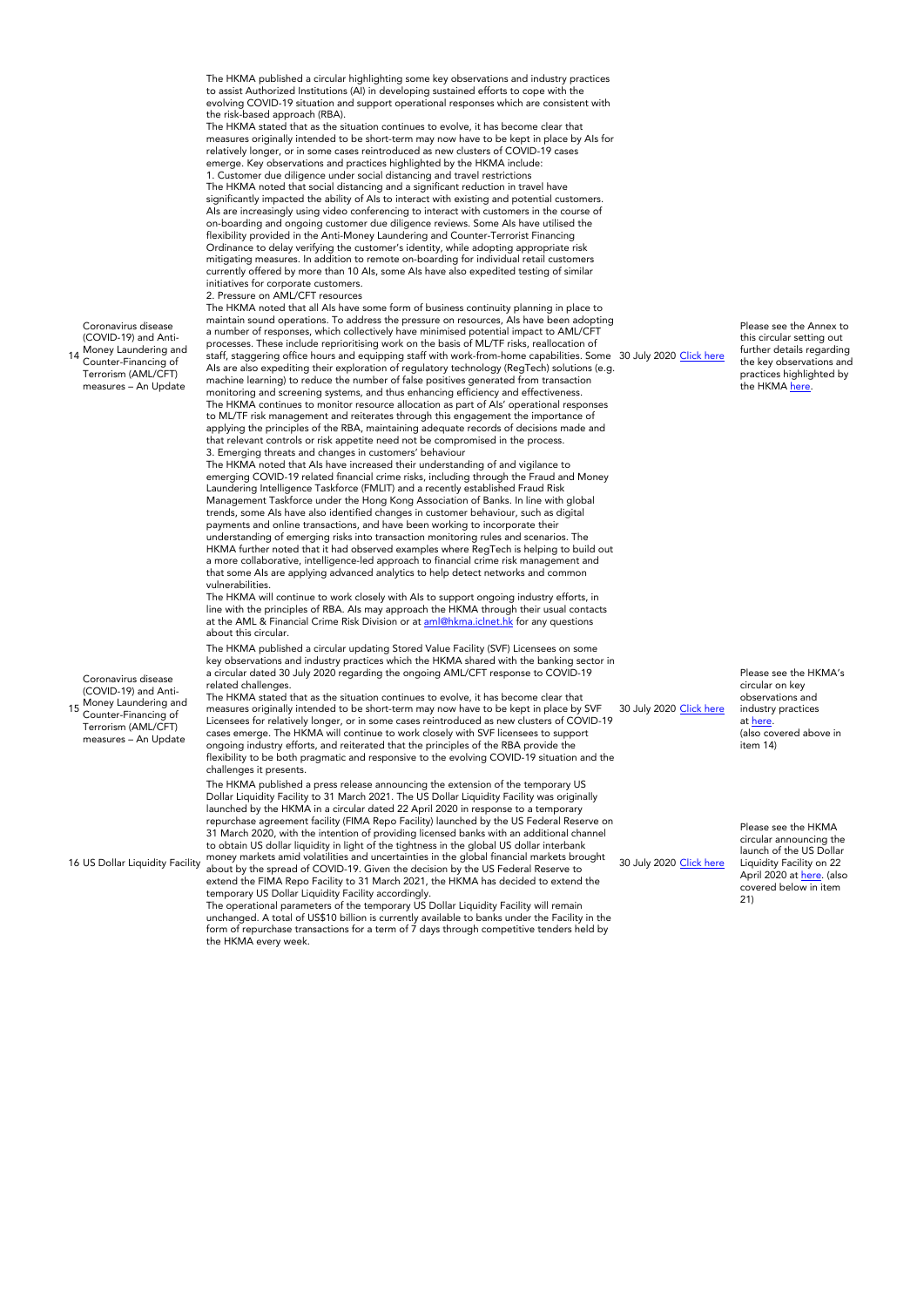| | | | | | |
|---|---|---|---|---|---|
| 14 | Coronavirus disease (COVID-19) and Anti-Money Laundering and Counter-Financing of Terrorism (AML/CFT) measures – An Update | The HKMA published a circular highlighting some key observations and industry practices to assist Authorized Institutions (AI) in developing sustained efforts to cope with the evolving COVID-19 situation and support operational responses which are consistent with the risk-based approach (RBA).<br>The HKMA stated that as the situation continues to evolve, it has become clear that measures originally intended to be short-term may now have to be kept in place by AIs for relatively longer, or in some cases reintroduced as new clusters of COVID-19 cases emerge. Key observations and practices highlighted by the HKMA include:<br>1. Customer due diligence under social distancing and travel restrictions<br>The HKMA noted that social distancing and a significant reduction in travel have significantly impacted the ability of AIs to interact with existing and potential customers. AIs are increasingly using video conferencing to interact with customers in the course of on-boarding and ongoing customer due diligence reviews. Some AIs have utilised the flexibility provided in the Anti-Money Laundering and Counter-Terrorist Financing Ordinance to delay verifying the customer's identity, while adopting appropriate risk mitigating measures. In addition to remote on-boarding for individual retail customers currently offered by more than 10 AIs, some AIs have also expedited testing of similar initiatives for corporate customers.<br>2. Pressure on AML/CFT resources<br>The HKMA noted that all AIs have some form of business continuity planning in place to maintain sound operations. To address the pressure on resources, AIs have been adopting a number of responses, which collectively have minimised potential impact to AML/CFT processes. These include reprioritising work on the basis of ML/TF risks, reallocation of staff, staggering office hours and equipping staff with work-from-home capabilities. Some AIs are also expediting their exploration of regulatory technology (RegTech) solutions (e.g. machine learning) to reduce the number of false positives generated from transaction monitoring and screening systems, and thus enhancing efficiency and effectiveness.<br>The HKMA continues to monitor resource allocation as part of AIs' operational responses to ML/TF risk management and reiterates through this engagement the importance of applying the principles of the RBA, maintaining adequate records of decisions made and that relevant controls or risk appetite need not be compromised in the process.<br>3. Emerging threats and changes in customers' behaviour<br>The HKMA noted that AIs have increased their understanding of and vigilance to emerging COVID-19 related financial crime risks, including through the Fraud and Money Laundering Intelligence Taskforce (FMLIT) and a recently established Fraud Risk Management Taskforce under the Hong Kong Association of Banks. In line with global trends, some AIs have also identified changes in customer behaviour, such as digital payments and online transactions, and have been working to incorporate their understanding of emerging risks into transaction monitoring rules and scenarios. The HKMA further noted that it had observed examples where RegTech is helping to build out a more collaborative, intelligence-led approach to financial crime risk management and that some AIs are applying advanced analytics to help detect networks and common vulnerabilities.<br>The HKMA will continue to work closely with AIs to support ongoing industry efforts, in line with the principles of RBA. AIs may approach the HKMA through their usual contacts at the AML & Financial Crime Risk Division or at aml@hkma.iclnet.hk for any questions about this circular. | 30 July 2020 | Click here | Please see the Annex to this circular setting out further details regarding the key observations and practices highlighted by the HKMA here. |
| 15 | Coronavirus disease (COVID-19) and Anti-Money Laundering and Counter-Financing of Terrorism (AML/CFT) measures – An Update | The HKMA published a circular updating Stored Value Facility (SVF) Licensees on some key observations and industry practices which the HKMA shared with the banking sector in a circular dated 30 July 2020 regarding the ongoing AML/CFT response to COVID-19 related challenges.<br>The HKMA stated that as the situation continues to evolve, it has become clear that measures originally intended to be short-term may now have to be kept in place by SVF Licensees for relatively longer, or in some cases reintroduced as new clusters of COVID-19 cases emerge. The HKMA will continue to work closely with SVF licensees to support ongoing industry efforts, and reiterated that the principles of the RBA provide the flexibility to be both pragmatic and responsive to the evolving COVID-19 situation and the challenges it presents. | 30 July 2020 | Click here | Please see the HKMA's circular on key observations and industry practices at here.<br>(also covered above in item 14) |
| 16 | US Dollar Liquidity Facility | The HKMA published a press release announcing the extension of the temporary US Dollar Liquidity Facility to 31 March 2021. The US Dollar Liquidity Facility was originally launched by the HKMA in a circular dated 22 April 2020 in response to a temporary repurchase agreement facility (FIMA Repo Facility) launched by the US Federal Reserve on 31 March 2020, with the intention of providing licensed banks with an additional channel to obtain US dollar liquidity in light of the tightness in the global US dollar interbank money markets amid volatilities and uncertainties in the global financial markets brought about by the spread of COVID-19. Given the decision by the US Federal Reserve to extend the FIMA Repo Facility to 31 March 2021, the HKMA has decided to extend the temporary US Dollar Liquidity Facility accordingly.<br>The operational parameters of the temporary US Dollar Liquidity Facility will remain unchanged. A total of US$10 billion is currently available to banks under the Facility in the form of repurchase transactions for a term of 7 days through competitive tenders held by the HKMA every week. | 30 July 2020 | Click here | Please see the HKMA circular announcing the launch of the US Dollar Liquidity Facility on 22 April 2020 at here. (also covered below in item 21) |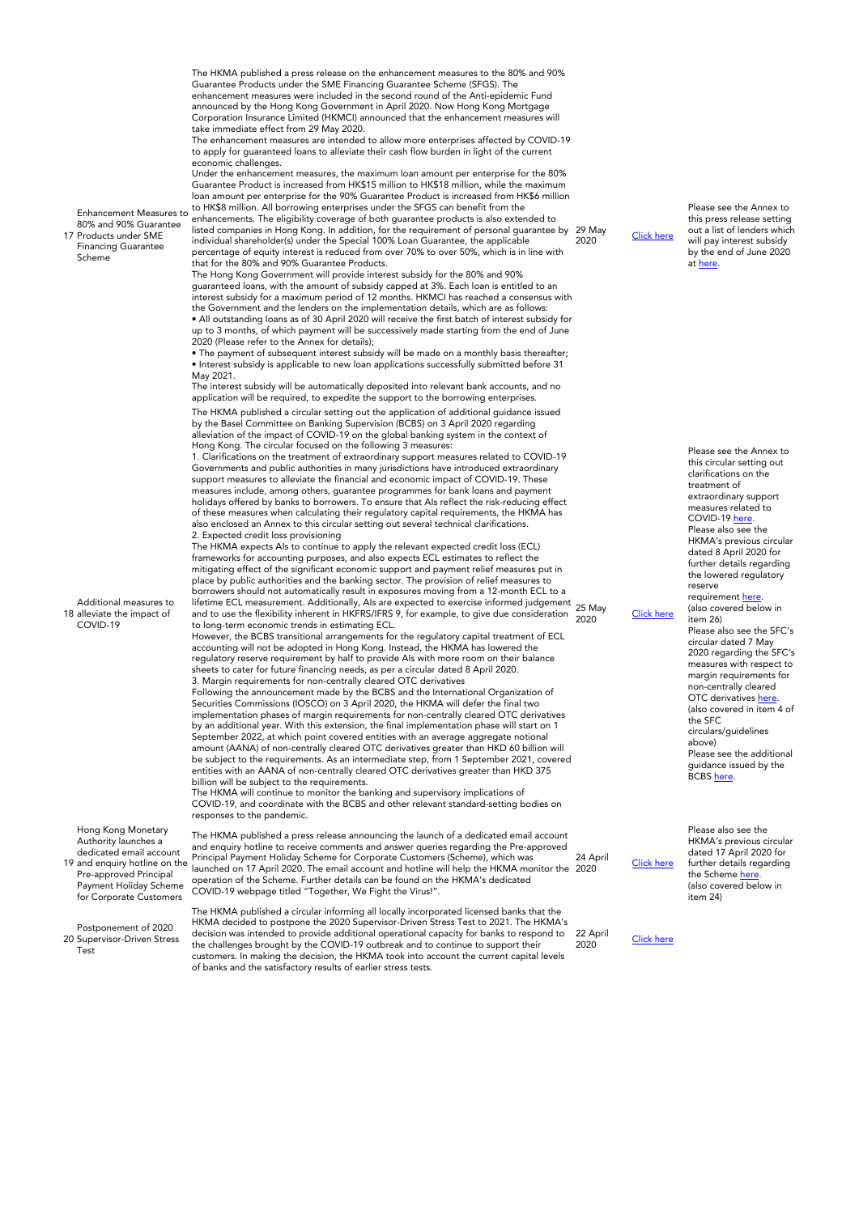| | | | | | |
|---|---|---|---|---|---|
| 17 | Enhancement Measures to 80% and 90% Guarantee Products under SME Financing Guarantee Scheme | The HKMA published a press release on the enhancement measures to the 80% and 90% Guarantee Products under the SME Financing Guarantee Scheme (SFGS). The enhancement measures were included in the second round of the Anti-epidemic Fund announced by the Hong Kong Government in April 2020. Now Hong Kong Mortgage Corporation Insurance Limited (HKMCI) announced that the enhancement measures will take immediate effect from 29 May 2020.<br>The enhancement measures are intended to allow more enterprises affected by COVID-19 to apply for guaranteed loans to alleviate their cash flow burden in light of the current economic challenges.<br>Under the enhancement measures, the maximum loan amount per enterprise for the 80% Guarantee Product is increased from HK$15 million to HK$18 million, while the maximum loan amount per enterprise for the 90% Guarantee Product is increased from HK$6 million to HK$8 million. All borrowing enterprises under the SFGS can benefit from the enhancements. The eligibility coverage of both guarantee products is also extended to listed companies in Hong Kong. In addition, for the requirement of personal guarantee by individual shareholder(s) under the Special 100% Loan Guarantee, the applicable percentage of equity interest is reduced from over 70% to over 50%, which is in line with that for the 80% and 90% Guarantee Products.<br>The Hong Kong Government will provide interest subsidy for the 80% and 90% guaranteed loans, with the amount of subsidy capped at 3%. Each loan is entitled to an interest subsidy for a maximum period of 12 months. HKMCI has reached a consensus with the Government and the lenders on the implementation details, which are as follows:<br>• All outstanding loans as of 30 April 2020 will receive the first batch of interest subsidy for up to 3 months, of which payment will be successively made starting from the end of June 2020 (Please refer to the Annex for details);<br>• The payment of subsequent interest subsidy will be made on a monthly basis thereafter;<br>• Interest subsidy is applicable to new loan applications successfully submitted before 31 May 2021.<br>The interest subsidy will be automatically deposited into relevant bank accounts, and no application will be required, to expedite the support to the borrowing enterprises. | 29 May 2020 | [Click here]() | Please see the Annex to this press release setting out a list of lenders which will pay interest subsidy by the end of June 2020 at [here](). |
| 18 | Additional measures to alleviate the impact of COVID-19 | The HKMA published a circular setting out the application of additional guidance issued by the Basel Committee on Banking Supervision (BCBS) on 3 April 2020 regarding alleviation of the impact of COVID-19 on the global banking system in the context of Hong Kong. The circular focused on the following 3 measures:<br>1. Clarifications on the treatment of extraordinary support measures related to COVID-19<br>Governments and public authorities in many jurisdictions have introduced extraordinary support measures to alleviate the financial and economic impact of COVID-19. These measures include, among others, guarantee programmes for bank loans and payment holidays offered by banks to borrowers. To ensure that AIs reflect the risk-reducing effect of these measures when calculating their regulatory capital requirements, the HKMA has also enclosed an Annex to this circular setting out several technical clarifications.<br>2. Expected credit loss provisioning<br>The HKMA expects AIs to continue to apply the relevant expected credit loss (ECL) frameworks for accounting purposes, and also expects ECL estimates to reflect the mitigating effect of the significant economic support and payment relief measures put in place by public authorities and the banking sector. The provision of relief measures to borrowers should not automatically result in exposures moving from a 12-month ECL to a lifetime ECL measurement. Additionally, AIs are expected to exercise informed judgement and to use the flexibility inherent in HKFRS/IFRS 9, for example, to give due consideration to long-term economic trends in estimating ECL.<br>However, the BCBS transitional arrangements for the regulatory capital treatment of ECL accounting will not be adopted in Hong Kong. Instead, the HKMA has lowered the regulatory reserve requirement by half to provide AIs with more room on their balance sheets to cater for future financing needs, as per a circular dated 8 April 2020.<br>3. Margin requirements for non-centrally cleared OTC derivatives<br>Following the announcement made by the BCBS and the International Organization of Securities Commissions (IOSCO) on 3 April 2020, the HKMA will defer the final two implementation phases of margin requirements for non-centrally cleared OTC derivatives by an additional year. With this extension, the final implementation phase will start on 1 September 2022, at which point covered entities with an average aggregate notional amount (AANA) of non-centrally cleared OTC derivatives greater than HKD 60 billion will be subject to the requirements. As an intermediate step, from 1 September 2021, covered entities with an AANA of non-centrally cleared OTC derivatives greater than HKD 375 billion will be subject to the requirements.<br>The HKMA will continue to monitor the banking and supervisory implications of COVID-19, and coordinate with the BCBS and other relevant standard-setting bodies on responses to the pandemic. | 25 May 2020 | [Click here]() | Please see the Annex to this circular setting out clarifications on the treatment of extraordinary support measures related to COVID-19 [here]().<br>Please also see the HKMA's previous circular dated 8 April 2020 for further details regarding the lowered regulatory reserve requirement [here]().<br>(also covered below in item 26)<br>Please also see the SFC's circular dated 7 May 2020 regarding the SFC's measures with respect to margin requirements for non-centrally cleared OTC derivatives [here]().<br>(also covered in item 4 of the SFC circulars/guidelines above)<br>Please see the additional guidance issued by the BCBS [here](). |
| 19 | Hong Kong Monetary Authority launches a dedicated email account and enquiry hotline on the Pre-approved Principal Payment Holiday Scheme for Corporate Customers | The HKMA published a press release announcing the launch of a dedicated email account and enquiry hotline to receive comments and answer queries regarding the Pre-approved Principal Payment Holiday Scheme for Corporate Customers (Scheme), which was launched on 17 April 2020. The email account and hotline will help the HKMA monitor the operation of the Scheme. Further details can be found on the HKMA's dedicated COVID-19 webpage titled "Together, We Fight the Virus!". | 24 April 2020 | [Click here]() | Please also see the HKMA's previous circular dated 17 April 2020 for further details regarding the Scheme [here]().<br>(also covered below in item 24) |
| 20 | Postponement of 2020 Supervisor-Driven Stress Test | The HKMA published a circular informing all locally incorporated licensed banks that the HKMA decided to postpone the 2020 Supervisor-Driven Stress Test to 2021. The HKMA's decision was intended to provide additional operational capacity for banks to respond to the challenges brought by the COVID-19 outbreak and to continue to support their customers. In making the decision, the HKMA took into account the current capital levels of banks and the satisfactory results of earlier stress tests. | 22 April 2020 | [Click here]() | |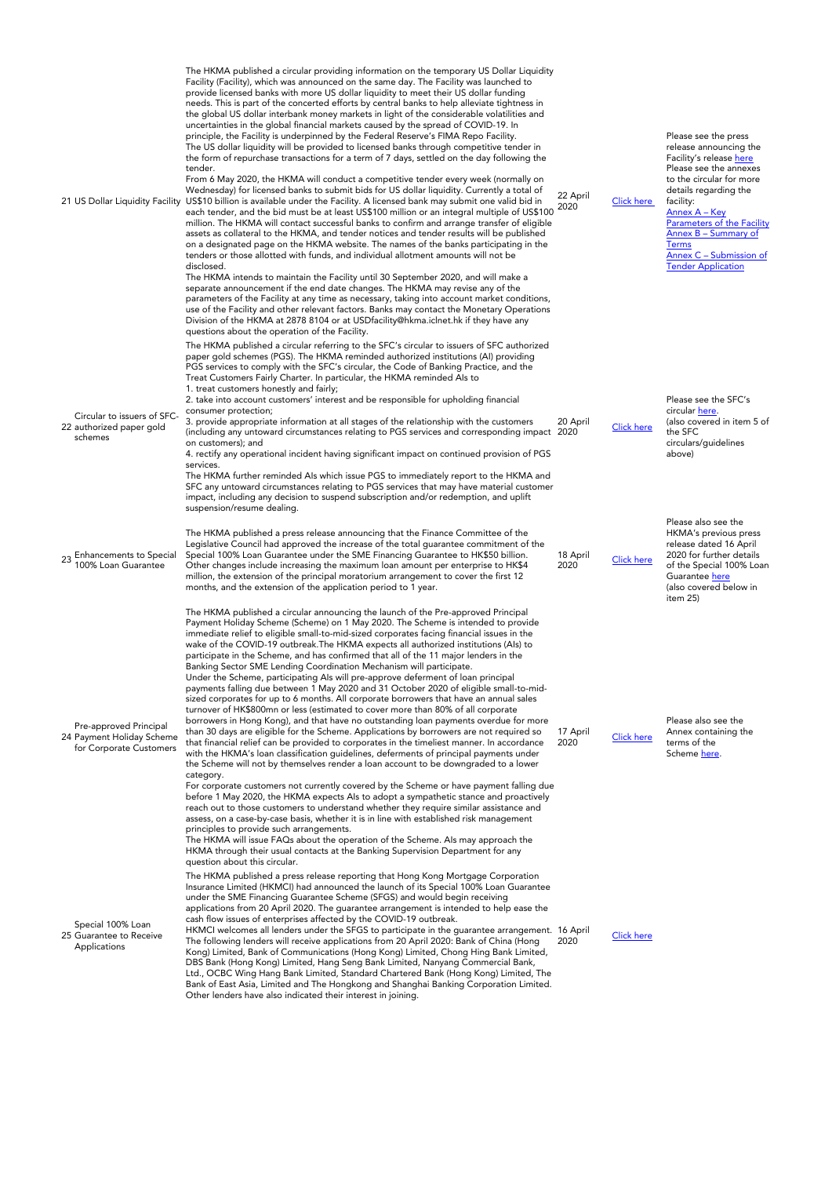| | | | | | |
|---|---|---|---|---|---|
| 21 | US Dollar Liquidity Facility | The HKMA published a circular providing information on the temporary US Dollar Liquidity Facility (Facility), which was announced on the same day. The Facility was launched to provide licensed banks with more US dollar liquidity to meet their US dollar funding needs. This is part of the concerted efforts by central banks to help alleviate tightness in the global US dollar interbank money markets in light of the considerable volatilities and uncertainties in the global financial markets caused by the spread of COVID-19. In principle, the Facility is underpinned by the Federal Reserve's FIMA Repo Facility.<br>The US dollar liquidity will be provided to licensed banks through competitive tender in the form of repurchase transactions for a term of 7 days, settled on the day following the tender.<br>From 6 May 2020, the HKMA will conduct a competitive tender every week (normally on Wednesday) for licensed banks to submit bids for US dollar liquidity. Currently a total of US$10 billion is available under the Facility. A licensed bank may submit one valid bid in each tender, and the bid must be at least US$100 million or an integral multiple of US$100 million. The HKMA will contact successful banks to confirm and arrange transfer of eligible assets as collateral to the HKMA, and tender notices and tender results will be published on a designated page on the HKMA website. The names of the banks participating in the tenders or those allotted with funds, and individual allotment amounts will not be disclosed.<br>The HKMA intends to maintain the Facility until 30 September 2020, and will make a separate announcement if the end date changes. The HKMA may revise any of the parameters of the Facility at any time as necessary, taking into account market conditions, use of the Facility and other relevant factors. Banks may contact the Monetary Operations Division of the HKMA at 2878 8104 or at USDfacility@hkma.iclnet.hk if they have any questions about the operation of the Facility. | 22 April 2020 | Click here | Please see the press release announcing the Facility's release here<br>Please see the annexes to the circular for more details regarding the facility:<br>Annex A – Key Parameters of the Facility<br>Annex B – Summary of Terms<br>Annex C – Submission of Tender Application |
| 22 | Circular to issuers of SFC-authorized paper gold schemes | The HKMA published a circular referring to the SFC's circular to issuers of SFC authorized paper gold schemes (PGS). The HKMA reminded authorized institutions (AI) providing PGS services to comply with the SFC's circular, the Code of Banking Practice, and the Treat Customers Fairly Charter. In particular, the HKMA reminded AIs to<br>1. treat customers honestly and fairly;<br>2. take into account customers' interest and be responsible for upholding financial consumer protection;<br>3. provide appropriate information at all stages of the relationship with the customers (including any untoward circumstances relating to PGS services and corresponding impact on customers); and<br>4. rectify any operational incident having significant impact on continued provision of PGS services.<br>The HKMA further reminded AIs which issue PGS to immediately report to the HKMA and SFC any untoward circumstances relating to PGS services that may have material customer impact, including any decision to suspend subscription and/or redemption, and uplift suspension/resume dealing. | 20 April 2020 | Click here | Please see the SFC's circular here.<br>(also covered in item 5 of the SFC circulars/guidelines above) |
| 23 | Enhancements to Special 100% Loan Guarantee | The HKMA published a press release announcing that the Finance Committee of the Legislative Council had approved the increase of the total guarantee commitment of the Special 100% Loan Guarantee under the SME Financing Guarantee to HK$50 billion. Other changes include increasing the maximum loan amount per enterprise to HK$4 million, the extension of the principal moratorium arrangement to cover the first 12 months, and the extension of the application period to 1 year. | 18 April 2020 | Click here | Please also see the HKMA's previous press release dated 16 April 2020 for further details of the Special 100% Loan Guarantee here<br>(also covered below in item 25) |
| 24 | Pre-approved Principal Payment Holiday Scheme for Corporate Customers | The HKMA published a circular announcing the launch of the Pre-approved Principal Payment Holiday Scheme (Scheme) on 1 May 2020. The Scheme is intended to provide immediate relief to eligible small-to-mid-sized corporates facing financial issues in the wake of the COVID-19 outbreak.The HKMA expects all authorized institutions (AIs) to participate in the Scheme, and has confirmed that all of the 11 major lenders in the Banking Sector SME Lending Coordination Mechanism will participate.<br>Under the Scheme, participating AIs will pre-approve deferment of loan principal payments falling due between 1 May 2020 and 31 October 2020 of eligible small-to-mid-sized corporates for up to 6 months. All corporate borrowers that have an annual sales turnover of HK$800mn or less (estimated to cover more than 80% of all corporate borrowers in Hong Kong), and that have no outstanding loan payments overdue for more than 30 days are eligible for the Scheme. Applications by borrowers are not required so that financial relief can be provided to corporates in the timeliest manner. In accordance with the HKMA's loan classification guidelines, deferments of principal payments under the Scheme will not by themselves render a loan account to be downgraded to a lower category.<br>For corporate customers not currently covered by the Scheme or have payment falling due before 1 May 2020, the HKMA expects AIs to adopt a sympathetic stance and proactively reach out to those customers to understand whether they require similar assistance and assess, on a case-by-case basis, whether it is in line with established risk management principles to provide such arrangements.<br>The HKMA will issue FAQs about the operation of the Scheme. AIs may approach the HKMA through their usual contacts at the Banking Supervision Department for any question about this circular. | 17 April 2020 | Click here | Please also see the Annex containing the terms of the Scheme here. |
| 25 | Special 100% Loan Guarantee to Receive Applications | The HKMA published a press release reporting that Hong Kong Mortgage Corporation Insurance Limited (HKMCI) had announced the launch of its Special 100% Loan Guarantee under the SME Financing Guarantee Scheme (SFGS) and would begin receiving applications from 20 April 2020. The guarantee arrangement is intended to help ease the cash flow issues of enterprises affected by the COVID-19 outbreak.<br>HKMCI welcomes all lenders under the SFGS to participate in the guarantee arrangement. The following lenders will receive applications from 20 April 2020: Bank of China (Hong Kong) Limited, Bank of Communications (Hong Kong) Limited, Chong Hing Bank Limited, DBS Bank (Hong Kong) Limited, Hang Seng Bank Limited, Nanyang Commercial Bank, Ltd., OCBC Wing Hang Bank Limited, Standard Chartered Bank (Hong Kong) Limited, The Bank of East Asia, Limited and The Hongkong and Shanghai Banking Corporation Limited. Other lenders have also indicated their interest in joining. | 16 April 2020 | Click here | |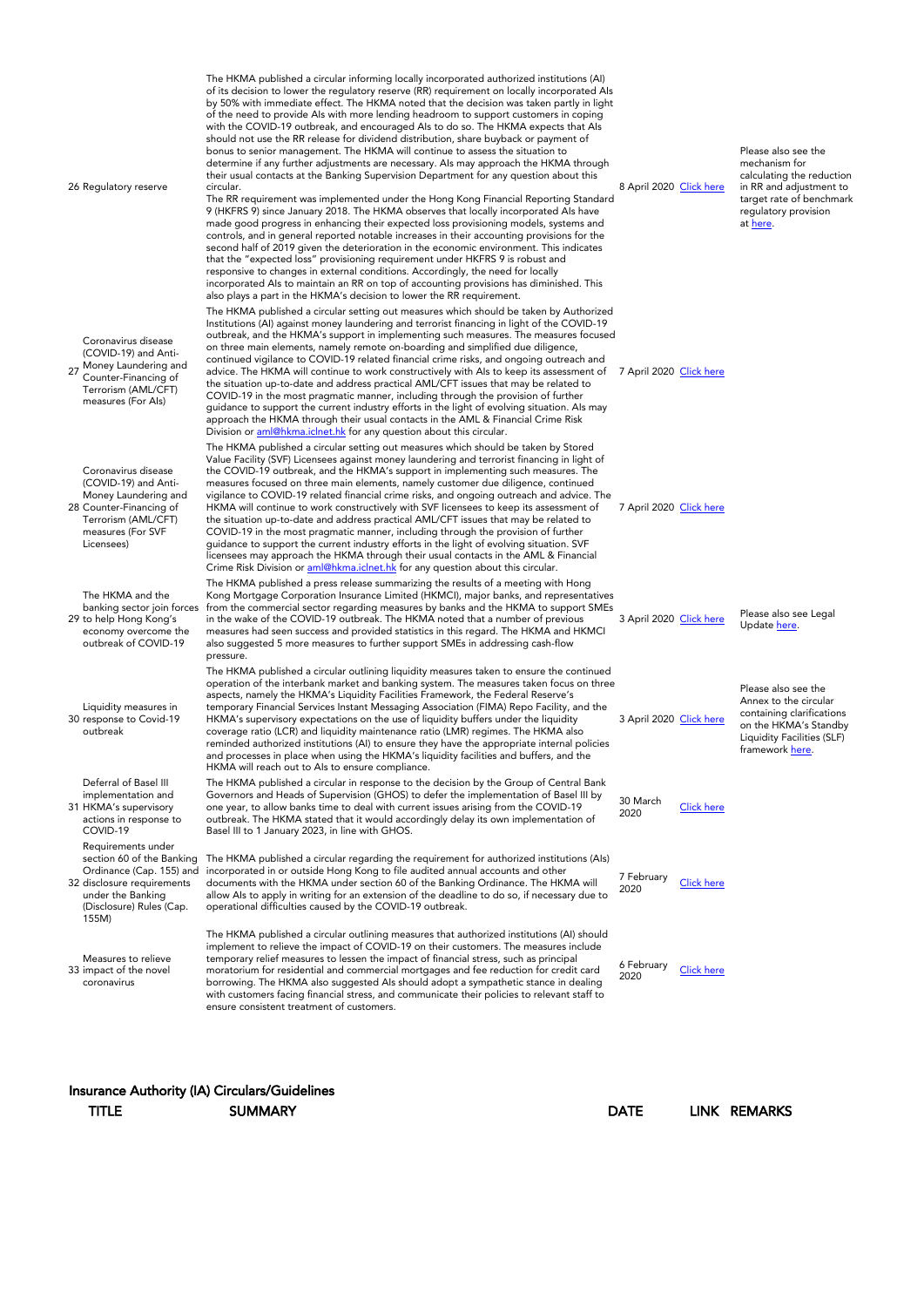| | | | | | |
|---|---|---|---|---|---|
| 26 | Regulatory reserve | The HKMA published a circular informing locally incorporated authorized institutions (AI) of its decision to lower the regulatory reserve (RR) requirement on locally incorporated AIs by 50% with immediate effect. The HKMA noted that the decision was taken partly in light of the need to provide AIs with more lending headroom to support customers in coping with the COVID-19 outbreak, and encouraged AIs to do so. The HKMA expects that AIs should not use the RR release for dividend distribution, share buyback or payment of bonus to senior management. The HKMA will continue to assess the situation to determine if any further adjustments are necessary. AIs may approach the HKMA through their usual contacts at the Banking Supervision Department for any question about this circular.<br>The RR requirement was implemented under the Hong Kong Financial Reporting Standard 9 (HKFRS 9) since January 2018. The HKMA observes that locally incorporated AIs have made good progress in enhancing their expected loss provisioning models, systems and controls, and in general reported notable increases in their accounting provisions for the second half of 2019 given the deterioration in the economic environment. This indicates that the "expected loss" provisioning requirement under HKFRS 9 is robust and responsive to changes in external conditions. Accordingly, the need for locally incorporated AIs to maintain an RR on top of accounting provisions has diminished. This also plays a part in the HKMA's decision to lower the RR requirement. | 8 April 2020 | Click here | Please also see the mechanism for calculating the reduction in RR and adjustment to target rate of benchmark regulatory provision at here. |
| 27 | Coronavirus disease (COVID-19) and Anti-Money Laundering and Counter-Financing of Terrorism (AML/CFT) measures (For AIs) | The HKMA published a circular setting out measures which should be taken by Authorized Institutions (AI) against money laundering and terrorist financing in light of the COVID-19 outbreak, and the HKMA's support in implementing such measures. The measures focused on three main elements, namely remote on-boarding and simplified due diligence, continued vigilance to COVID-19 related financial crime risks, and ongoing outreach and advice. The HKMA will continue to work constructively with AIs to keep its assessment of the situation up-to-date and address practical AML/CFT issues that may be related to COVID-19 in the most pragmatic manner, including through the provision of further guidance to support the current industry efforts in the light of evolving situation. AIs may approach the HKMA through their usual contacts in the AML & Financial Crime Risk Division or aml@hkma.iclnet.hk for any question about this circular. | 7 April 2020 | Click here | |
| 28 | Coronavirus disease (COVID-19) and Anti-Money Laundering and Counter-Financing of Terrorism (AML/CFT) measures (For SVF Licensees) | The HKMA published a circular setting out measures which should be taken by Stored Value Facility (SVF) Licensees against money laundering and terrorist financing in light of the COVID-19 outbreak, and the HKMA's support in implementing such measures. The measures focused on three main elements, namely customer due diligence, continued vigilance to COVID-19 related financial crime risks, and ongoing outreach and advice. The HKMA will continue to work constructively with SVF licensees to keep its assessment of the situation up-to-date and address practical AML/CFT issues that may be related to COVID-19 in the most pragmatic manner, including through the provision of further guidance to support the current industry efforts in the light of evolving situation. SVF licensees may approach the HKMA through their usual contacts in the AML & Financial Crime Risk Division or aml@hkma.iclnet.hk for any question about this circular. | 7 April 2020 | Click here | |
| 29 | The HKMA and the banking sector join forces to help Hong Kong's economy overcome the outbreak of COVID-19 | The HKMA published a press release summarizing the results of a meeting with Hong Kong Mortgage Corporation Insurance Limited (HKMCI), major banks, and representatives from the commercial sector regarding measures by banks and the HKMA to support SMEs in the wake of the COVID-19 outbreak. The HKMA noted that a number of previous measures had seen success and provided statistics in this regard. The HKMA and HKMCI also suggested 5 more measures to further support SMEs in addressing cash-flow pressure. | 3 April 2020 | Click here | Please also see Legal Update here. |
| 30 | Liquidity measures in response to Covid-19 outbreak | The HKMA published a circular outlining liquidity measures taken to ensure the continued operation of the interbank market and banking system. The measures taken focus on three aspects, namely the HKMA's Liquidity Facilities Framework, the Federal Reserve's temporary Financial Services Instant Messaging Association (FIMA) Repo Facility, and the HKMA's supervisory expectations on the use of liquidity buffers under the liquidity coverage ratio (LCR) and liquidity maintenance ratio (LMR) regimes. The HKMA also reminded authorized institutions (AI) to ensure they have the appropriate internal policies and processes in place when using the HKMA's liquidity facilities and buffers, and the HKMA will reach out to AIs to ensure compliance. | 3 April 2020 | Click here | Please also see the Annex to the circular containing clarifications on the HKMA's Standby Liquidity Facilities (SLF) framework here. |
| 31 | Deferral of Basel III implementation and HKMA's supervisory actions in response to COVID-19 | The HKMA published a circular in response to the decision by the Group of Central Bank Governors and Heads of Supervision (GHOS) to defer the implementation of Basel III by one year, to allow banks time to deal with current issues arising from the COVID-19 outbreak. The HKMA stated that it would accordingly delay its own implementation of Basel III to 1 January 2023, in line with GHOS. | 30 March 2020 | Click here | |
| 32 | Requirements under section 60 of the Banking Ordinance (Cap. 155) and disclosure requirements under the Banking (Disclosure) Rules (Cap. 155M) | The HKMA published a circular regarding the requirement for authorized institutions (AIs) incorporated in or outside Hong Kong to file audited annual accounts and other documents with the HKMA under section 60 of the Banking Ordinance. The HKMA will allow AIs to apply in writing for an extension of the deadline to do so, if necessary due to operational difficulties caused by the COVID-19 outbreak. | 7 February 2020 | Click here | |
| 33 | Measures to relieve impact of the novel coronavirus | The HKMA published a circular outlining measures that authorized institutions (AI) should implement to relieve the impact of COVID-19 on their customers. The measures include temporary relief measures to lessen the impact of financial stress, such as principal moratorium for residential and commercial mortgages and fee reduction for credit card borrowing. The HKMA also suggested AIs should adopt a sympathetic stance in dealing with customers facing financial stress, and communicate their policies to relevant staff to ensure consistent treatment of customers. | 6 February 2020 | Click here | |

## Insurance Authority (IA) Circulars/Guidelines

| | TITLE | SUMMARY | DATE | LINK | REMARKS |
|---|---|---|---|---|---|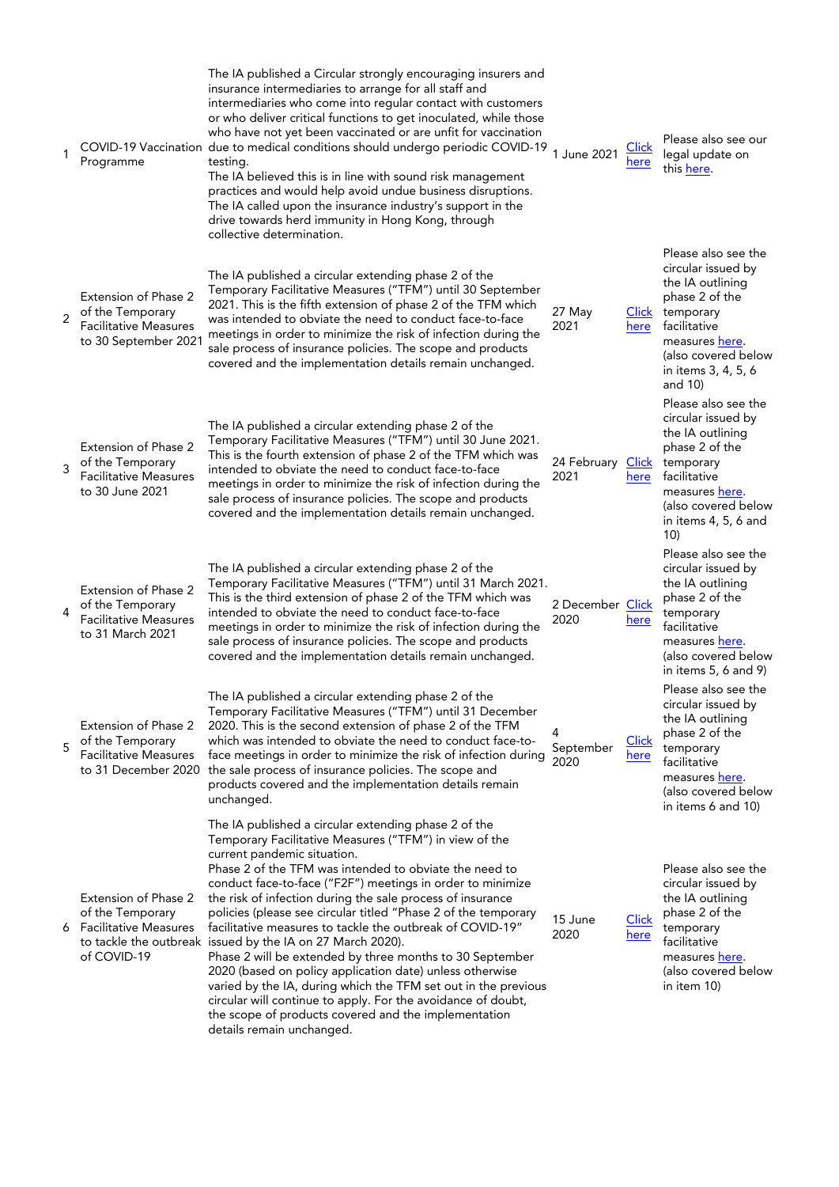| | | | | | |
|---|---|---|---|---|---|
| 1 | COVID-19 Vaccination Programme | The IA published a Circular strongly encouraging insurers and insurance intermediaries to arrange for all staff and intermediaries who come into regular contact with customers or who deliver critical functions to get inoculated, while those who have not yet been vaccinated or are unfit for vaccination due to medical conditions should undergo periodic COVID-19 testing.<br>The IA believed this is in line with sound risk management practices and would help avoid undue business disruptions. The IA called upon the insurance industry's support in the drive towards herd immunity in Hong Kong, through collective determination. | 1 June 2021 | Click here | Please also see our legal update on this here. |
| 2 | Extension of Phase 2 of the Temporary Facilitative Measures to 30 September 2021 | The IA published a circular extending phase 2 of the Temporary Facilitative Measures ("TFM") until 30 September 2021. This is the fifth extension of phase 2 of the TFM which was intended to obviate the need to conduct face-to-face meetings in order to minimize the risk of infection during the sale process of insurance policies. The scope and products covered and the implementation details remain unchanged. | 27 May 2021 | Click here | Please also see the circular issued by the IA outlining phase 2 of the temporary facilitative measures here. (also covered below in items 3, 4, 5, 6 and 10) |
| 3 | Extension of Phase 2 of the Temporary Facilitative Measures to 30 June 2021 | The IA published a circular extending phase 2 of the Temporary Facilitative Measures ("TFM") until 30 June 2021. This is the fourth extension of phase 2 of the TFM which was intended to obviate the need to conduct face-to-face meetings in order to minimize the risk of infection during the sale process of insurance policies. The scope and products covered and the implementation details remain unchanged. | 24 February 2021 | Click here | Please also see the circular issued by the IA outlining phase 2 of the temporary facilitative measures here. (also covered below in items 4, 5, 6 and 10) |
| 4 | Extension of Phase 2 of the Temporary Facilitative Measures to 31 March 2021 | The IA published a circular extending phase 2 of the Temporary Facilitative Measures ("TFM") until 31 March 2021. This is the third extension of phase 2 of the TFM which was intended to obviate the need to conduct face-to-face meetings in order to minimize the risk of infection during the sale process of insurance policies. The scope and products covered and the implementation details remain unchanged. | 2 December 2020 | Click here | Please also see the circular issued by the IA outlining phase 2 of the temporary facilitative measures here. (also covered below in items 5, 6 and 9) |
| 5 | Extension of Phase 2 of the Temporary Facilitative Measures to 31 December 2020 | The IA published a circular extending phase 2 of the Temporary Facilitative Measures ("TFM") until 31 December 2020. This is the second extension of phase 2 of the TFM which was intended to obviate the need to conduct face-to-face meetings in order to minimize the risk of infection during the sale process of insurance policies. The scope and products covered and the implementation details remain unchanged. | 4 September 2020 | Click here | Please also see the circular issued by the IA outlining phase 2 of the temporary facilitative measures here. (also covered below in items 6 and 10) |
| 6 | Extension of Phase 2 of the Temporary Facilitative Measures to tackle the outbreak of COVID-19 | The IA published a circular extending phase 2 of the Temporary Facilitative Measures ("TFM") in view of the current pandemic situation.<br>Phase 2 of the TFM was intended to obviate the need to conduct face-to-face ("F2F") meetings in order to minimize the risk of infection during the sale process of insurance policies (please see circular titled "Phase 2 of the temporary facilitative measures to tackle the outbreak of COVID-19" issued by the IA on 27 March 2020).<br>Phase 2 will be extended by three months to 30 September 2020 (based on policy application date) unless otherwise varied by the IA, during which the TFM set out in the previous circular will continue to apply. For the avoidance of doubt, the scope of products covered and the implementation details remain unchanged. | 15 June 2020 | Click here | Please also see the circular issued by the IA outlining phase 2 of the temporary facilitative measures here. (also covered below in item 10) |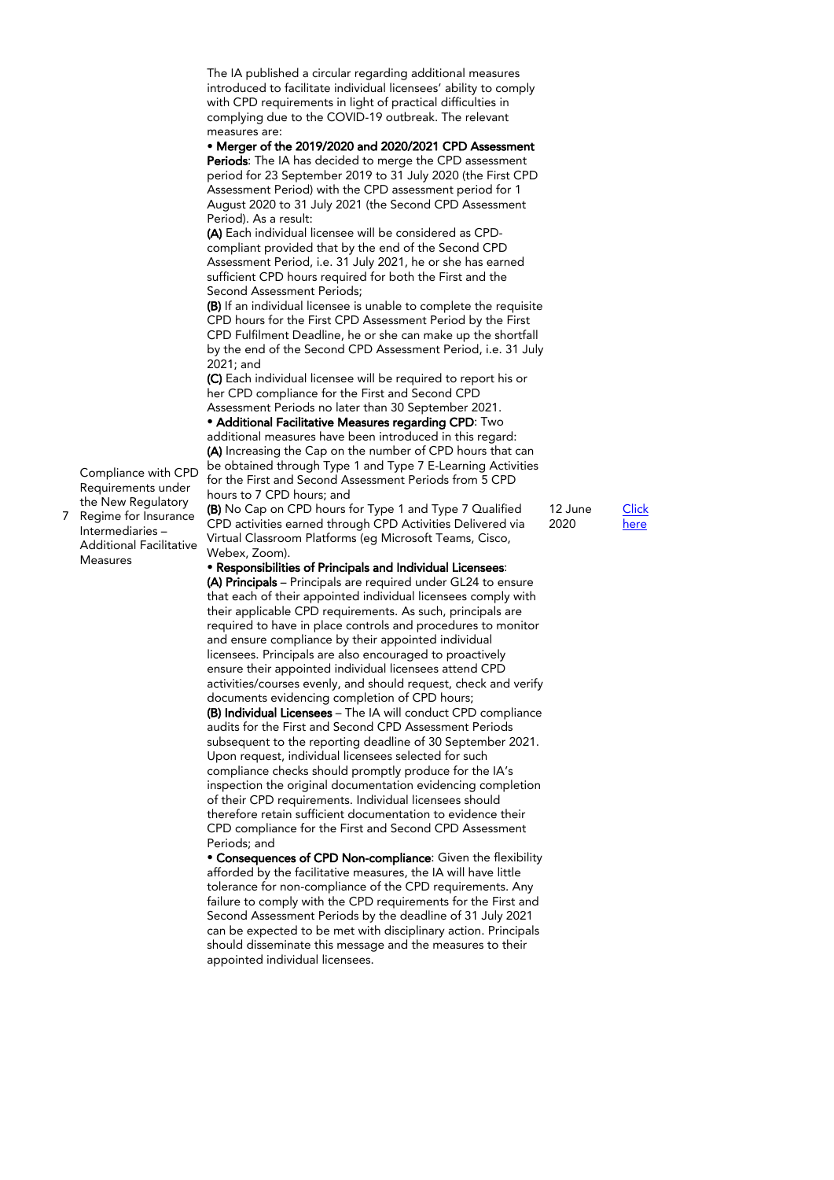| 7 | Compliance with CPD Requirements under the New Regulatory Regime for Insurance Intermediaries – Additional Facilitative Measures | The IA published a circular regarding additional measures introduced to facilitate individual licensees' ability to comply with CPD requirements in light of practical difficulties in complying due to the COVID-19 outbreak. The relevant measures are:<br>• **Merger of the 2019/2020 and 2020/2021 CPD Assessment Periods**: The IA has decided to merge the CPD assessment period for 23 September 2019 to 31 July 2020 (the First CPD Assessment Period) with the CPD assessment period for 1 August 2020 to 31 July 2021 (the Second CPD Assessment Period). As a result:<br>**(A)** Each individual licensee will be considered as CPD-compliant provided that by the end of the Second CPD Assessment Period, i.e. 31 July 2021, he or she has earned sufficient CPD hours required for both the First and the Second Assessment Periods;<br>**(B)** If an individual licensee is unable to complete the requisite CPD hours for the First CPD Assessment Period by the First CPD Fulfilment Deadline, he or she can make up the shortfall by the end of the Second CPD Assessment Period, i.e. 31 July 2021; and<br>**(C)** Each individual licensee will be required to report his or her CPD compliance for the First and Second CPD Assessment Periods no later than 30 September 2021.<br>• **Additional Facilitative Measures regarding CPD**: Two additional measures have been introduced in this regard:<br>**(A)** Increasing the Cap on the number of CPD hours that can be obtained through Type 1 and Type 7 E-Learning Activities for the First and Second Assessment Periods from 5 CPD hours to 7 CPD hours; and<br>**(B)** No Cap on CPD hours for Type 1 and Type 7 Qualified CPD activities earned through CPD Activities Delivered via Virtual Classroom Platforms (eg Microsoft Teams, Cisco, Webex, Zoom).<br>• **Responsibilities of Principals and Individual Licensees**:<br>**(A) Principals** – Principals are required under GL24 to ensure that each of their appointed individual licensees comply with their applicable CPD requirements. As such, principals are required to have in place controls and procedures to monitor and ensure compliance by their appointed individual licensees. Principals are also encouraged to proactively ensure their appointed individual licensees attend CPD activities/courses evenly, and should request, check and verify documents evidencing completion of CPD hours;<br>**(B) Individual Licensees** – The IA will conduct CPD compliance audits for the First and Second CPD Assessment Periods subsequent to the reporting deadline of 30 September 2021. Upon request, individual licensees selected for such compliance checks should promptly produce for the IA's inspection the original documentation evidencing completion of their CPD requirements. Individual licensees should therefore retain sufficient documentation to evidence their CPD compliance for the First and Second CPD Assessment Periods; and<br>• **Consequences of CPD Non-compliance**: Given the flexibility afforded by the facilitative measures, the IA will have little tolerance for non-compliance of the CPD requirements. Any failure to comply with the CPD requirements for the First and Second Assessment Periods by the deadline of 31 July 2021 can be expected to be met with disciplinary action. Principals should disseminate this message and the measures to their appointed individual licensees. | 12 June 2020 | Click here |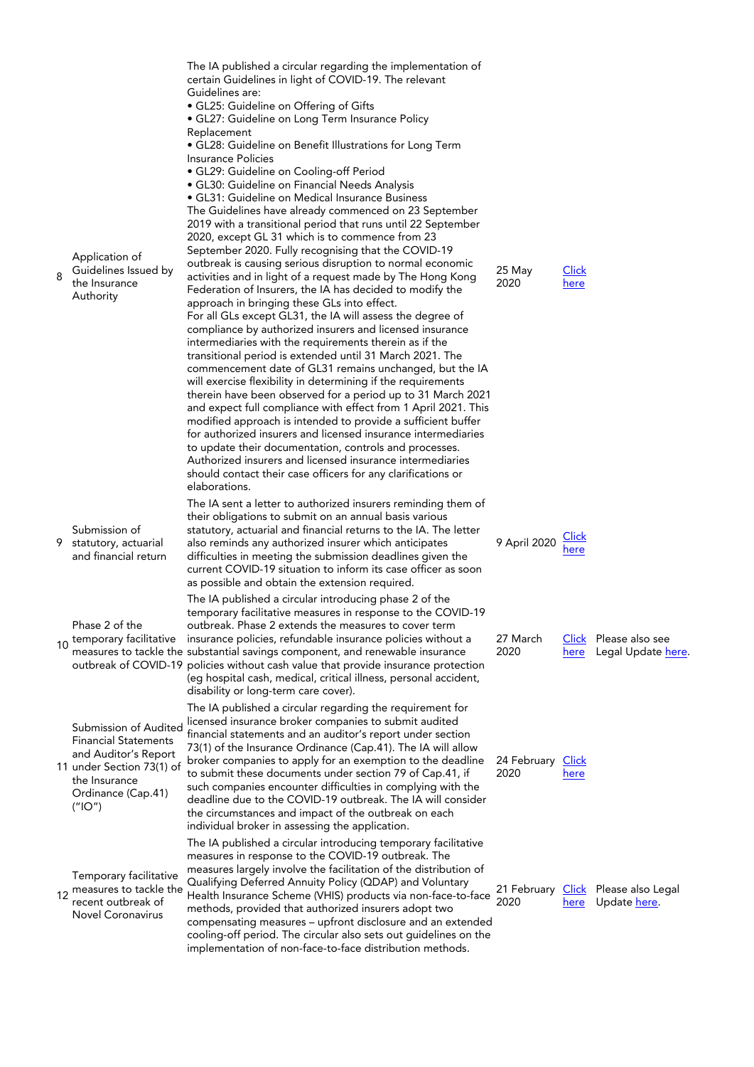| | | | | | |
|---|---|---|---|---|---|
| 8 | Application of Guidelines Issued by the Insurance Authority | The IA published a circular regarding the implementation of certain Guidelines in light of COVID-19. The relevant Guidelines are:<br>• GL25: Guideline on Offering of Gifts<br>• GL27: Guideline on Long Term Insurance Policy Replacement<br>• GL28: Guideline on Benefit Illustrations for Long Term Insurance Policies<br>• GL29: Guideline on Cooling-off Period<br>• GL30: Guideline on Financial Needs Analysis<br>• GL31: Guideline on Medical Insurance Business<br>The Guidelines have already commenced on 23 September 2019 with a transitional period that runs until 22 September 2020, except GL 31 which is to commence from 23 September 2020. Fully recognising that the COVID-19 outbreak is causing serious disruption to normal economic activities and in light of a request made by The Hong Kong Federation of Insurers, the IA has decided to modify the approach in bringing these GLs into effect.<br>For all GLs except GL31, the IA will assess the degree of compliance by authorized insurers and licensed insurance intermediaries with the requirements therein as if the transitional period is extended until 31 March 2021. The commencement date of GL31 remains unchanged, but the IA will exercise flexibility in determining if the requirements therein have been observed for a period up to 31 March 2021 and expect full compliance with effect from 1 April 2021. This modified approach is intended to provide a sufficient buffer for authorized insurers and licensed insurance intermediaries to update their documentation, controls and processes. Authorized insurers and licensed insurance intermediaries should contact their case officers for any clarifications or elaborations. | 25 May 2020 | Click here | |
| 9 | Submission of statutory, actuarial and financial return | The IA sent a letter to authorized insurers reminding them of their obligations to submit on an annual basis various statutory, actuarial and financial returns to the IA. The letter also reminds any authorized insurer which anticipates difficulties in meeting the submission deadlines given the current COVID-19 situation to inform its case officer as soon as possible and obtain the extension required. | 9 April 2020 | Click here | |
| 10 | Phase 2 of the temporary facilitative measures to tackle the outbreak of COVID-19 | The IA published a circular introducing phase 2 of the temporary facilitative measures in response to the COVID-19 outbreak. Phase 2 extends the measures to cover term insurance policies, refundable insurance policies without a substantial savings component, and renewable insurance policies without cash value that provide insurance protection (eg hospital cash, medical, critical illness, personal accident, disability or long-term care cover). | 27 March 2020 | Click here | Please also see Legal Update here. |
| 11 | Submission of Audited Financial Statements and Auditor's Report under Section 73(1) of the Insurance Ordinance (Cap.41) ("IO") | The IA published a circular regarding the requirement for licensed insurance broker companies to submit audited financial statements and an auditor's report under section 73(1) of the Insurance Ordinance (Cap.41). The IA will allow broker companies to apply for an exemption to the deadline to submit these documents under section 79 of Cap.41, if such companies encounter difficulties in complying with the deadline due to the COVID-19 outbreak. The IA will consider the circumstances and impact of the outbreak on each individual broker in assessing the application. | 24 February 2020 | Click here | |
| 12 | Temporary facilitative measures to tackle the recent outbreak of Novel Coronavirus | The IA published a circular introducing temporary facilitative measures in response to the COVID-19 outbreak. The measures largely involve the facilitation of the distribution of Qualifying Deferred Annuity Policy (QDAP) and Voluntary Health Insurance Scheme (VHIS) products via non-face-to-face methods, provided that authorized insurers adopt two compensating measures – upfront disclosure and an extended cooling-off period. The circular also sets out guidelines on the implementation of non-face-to-face distribution methods. | 21 February 2020 | Click here | Please also Legal Update here. |